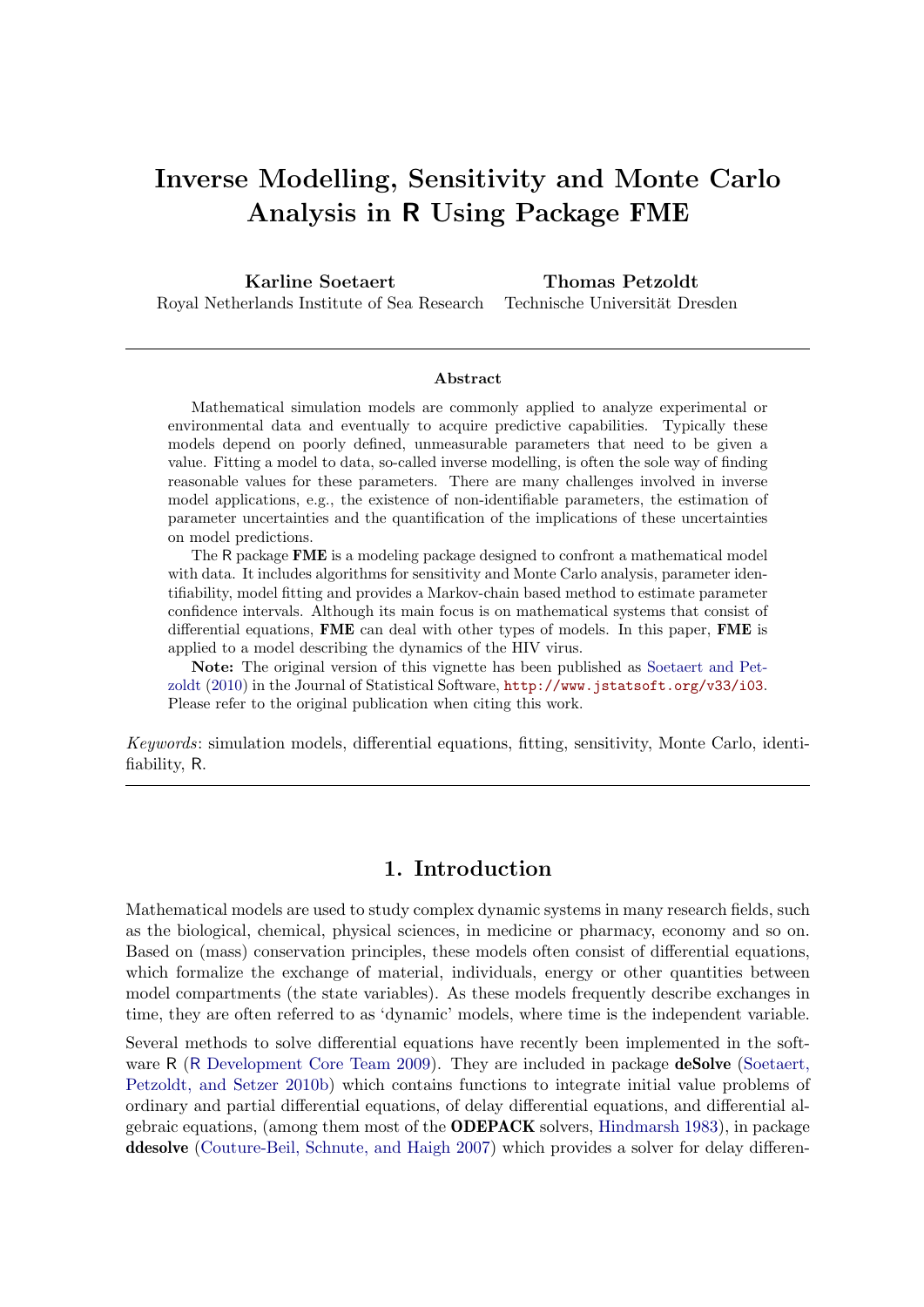# Inverse Modelling, Sensitivity and Monte Carlo Analysis in R Using Package FME

**Karline Soetaert**
Royal Netherlands Institute of Sea Research

**Thomas Petzoldt**
Technische Universität Dresden

## Abstract

Mathematical simulation models are commonly applied to analyze experimental or environmental data and eventually to acquire predictive capabilities. Typically these models depend on poorly defined, unmeasurable parameters that need to be given a value. Fitting a model to data, so-called inverse modelling, is often the sole way of finding reasonable values for these parameters. There are many challenges involved in inverse model applications, e.g., the existence of non-identifiable parameters, the estimation of parameter uncertainties and the quantification of the implications of these uncertainties on model predictions.

The R package **FME** is a modeling package designed to confront a mathematical model with data. It includes algorithms for sensitivity and Monte Carlo analysis, parameter identifiability, model fitting and provides a Markov-chain based method to estimate parameter confidence intervals. Although its main focus is on mathematical systems that consist of differential equations, **FME** can deal with other types of models. In this paper, **FME** is applied to a model describing the dynamics of the HIV virus.

**Note:** The original version of this vignette has been published as Soetaert and Petzoldt (2010) in the Journal of Statistical Software, `http://www.jstatsoft.org/v33/i03`. Please refer to the original publication when citing this work.

*Keywords*: simulation models, differential equations, fitting, sensitivity, Monte Carlo, identifiability, R.

## 1. Introduction

Mathematical models are used to study complex dynamic systems in many research fields, such as the biological, chemical, physical sciences, in medicine or pharmacy, economy and so on. Based on (mass) conservation principles, these models often consist of differential equations, which formalize the exchange of material, individuals, energy or other quantities between model compartments (the state variables). As these models frequently describe exchanges in time, they are often referred to as 'dynamic' models, where time is the independent variable.

Several methods to solve differential equations have recently been implemented in the software R (R Development Core Team 2009). They are included in package **deSolve** (Soetaert, Petzoldt, and Setzer 2010b) which contains functions to integrate initial value problems of ordinary and partial differential equations, of delay differential equations, and differential algebraic equations, (among them most of the **ODEPACK** solvers, Hindmarsh 1983), in package **ddesolve** (Couture-Beil, Schnute, and Haigh 2007) which provides a solver for delay differen-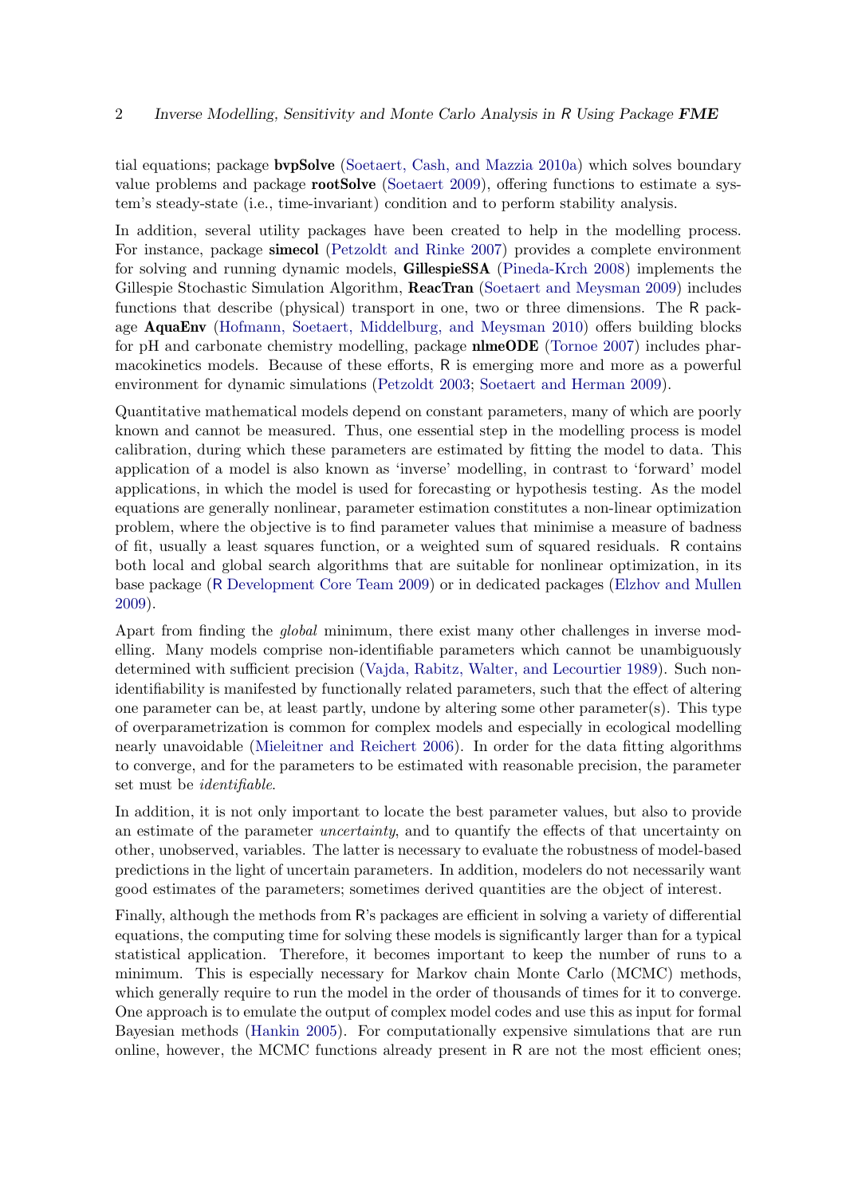tial equations; package **bvpSolve** (Soetaert, Cash, and Mazzia 2010a) which solves boundary value problems and package **rootSolve** (Soetaert 2009), offering functions to estimate a system's steady-state (i.e., time-invariant) condition and to perform stability analysis.

In addition, several utility packages have been created to help in the modelling process. For instance, package **simecol** (Petzoldt and Rinke 2007) provides a complete environment for solving and running dynamic models, **GillespieSSA** (Pineda-Krch 2008) implements the Gillespie Stochastic Simulation Algorithm, **ReacTran** (Soetaert and Meysman 2009) includes functions that describe (physical) transport in one, two or three dimensions. The R package **AquaEnv** (Hofmann, Soetaert, Middelburg, and Meysman 2010) offers building blocks for pH and carbonate chemistry modelling, package **nlmeODE** (Tornoe 2007) includes pharmacokinetics models. Because of these efforts, R is emerging more and more as a powerful environment for dynamic simulations (Petzoldt 2003; Soetaert and Herman 2009).

Quantitative mathematical models depend on constant parameters, many of which are poorly known and cannot be measured. Thus, one essential step in the modelling process is model calibration, during which these parameters are estimated by fitting the model to data. This application of a model is also known as 'inverse' modelling, in contrast to 'forward' model applications, in which the model is used for forecasting or hypothesis testing. As the model equations are generally nonlinear, parameter estimation constitutes a non-linear optimization problem, where the objective is to find parameter values that minimise a measure of badness of fit, usually a least squares function, or a weighted sum of squared residuals. R contains both local and global search algorithms that are suitable for nonlinear optimization, in its base package (R Development Core Team 2009) or in dedicated packages (Elzhov and Mullen 2009).

Apart from finding the *global* minimum, there exist many other challenges in inverse modelling. Many models comprise non-identifiable parameters which cannot be unambiguously determined with sufficient precision (Vajda, Rabitz, Walter, and Lecourtier 1989). Such non-identifiability is manifested by functionally related parameters, such that the effect of altering one parameter can be, at least partly, undone by altering some other parameter(s). This type of overparametrization is common for complex models and especially in ecological modelling nearly unavoidable (Mieleitner and Reichert 2006). In order for the data fitting algorithms to converge, and for the parameters to be estimated with reasonable precision, the parameter set must be *identifiable*.

In addition, it is not only important to locate the best parameter values, but also to provide an estimate of the parameter *uncertainty*, and to quantify the effects of that uncertainty on other, unobserved, variables. The latter is necessary to evaluate the robustness of model-based predictions in the light of uncertain parameters. In addition, modelers do not necessarily want good estimates of the parameters; sometimes derived quantities are the object of interest.

Finally, although the methods from R's packages are efficient in solving a variety of differential equations, the computing time for solving these models is significantly larger than for a typical statistical application. Therefore, it becomes important to keep the number of runs to a minimum. This is especially necessary for Markov chain Monte Carlo (MCMC) methods, which generally require to run the model in the order of thousands of times for it to converge. One approach is to emulate the output of complex model codes and use this as input for formal Bayesian methods (Hankin 2005). For computationally expensive simulations that are run online, however, the MCMC functions already present in R are not the most efficient ones;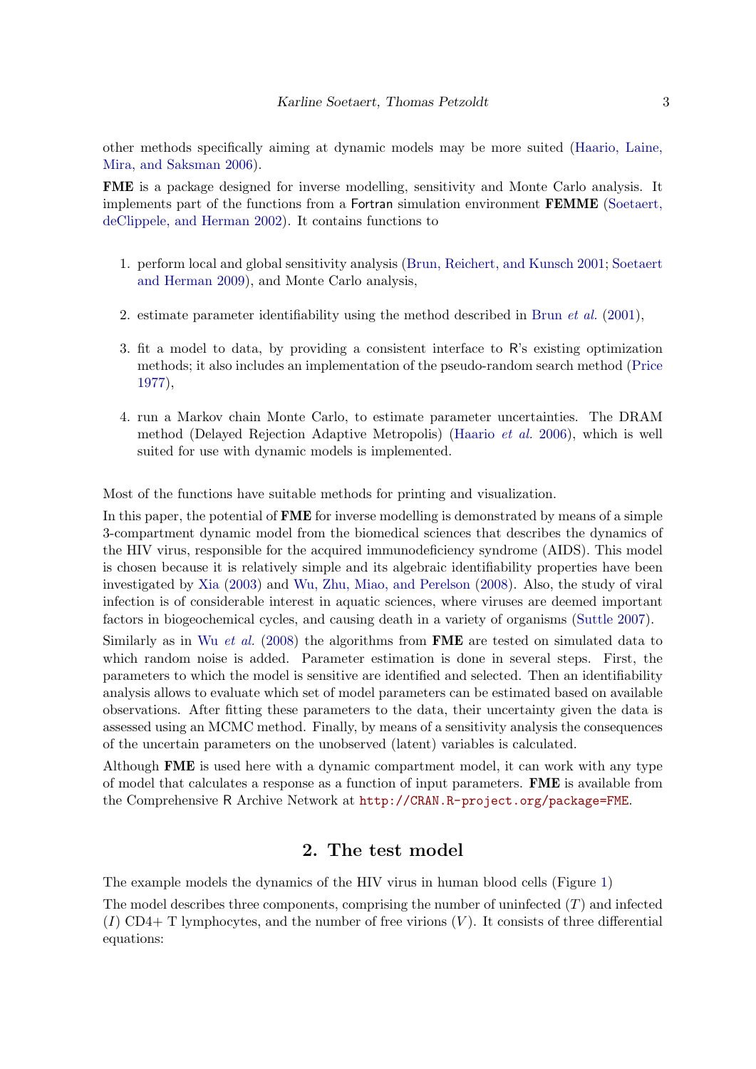other methods specifically aiming at dynamic models may be more suited (Haario, Laine, Mira, and Saksman 2006).

**FME** is a package designed for inverse modelling, sensitivity and Monte Carlo analysis. It implements part of the functions from a Fortran simulation environment **FEMME** (Soetaert, deClippele, and Herman 2002). It contains functions to

1. perform local and global sensitivity analysis (Brun, Reichert, and Kunsch 2001; Soetaert and Herman 2009), and Monte Carlo analysis,
2. estimate parameter identifiability using the method described in Brun *et al.* (2001),
3. fit a model to data, by providing a consistent interface to R's existing optimization methods; it also includes an implementation of the pseudo-random search method (Price 1977),
4. run a Markov chain Monte Carlo, to estimate parameter uncertainties. The DRAM method (Delayed Rejection Adaptive Metropolis) (Haario *et al.* 2006), which is well suited for use with dynamic models is implemented.

Most of the functions have suitable methods for printing and visualization.

In this paper, the potential of **FME** for inverse modelling is demonstrated by means of a simple 3-compartment dynamic model from the biomedical sciences that describes the dynamics of the HIV virus, responsible for the acquired immunodeficiency syndrome (AIDS). This model is chosen because it is relatively simple and its algebraic identifiability properties have been investigated by Xia (2003) and Wu, Zhu, Miao, and Perelson (2008). Also, the study of viral infection is of considerable interest in aquatic sciences, where viruses are deemed important factors in biogeochemical cycles, and causing death in a variety of organisms (Suttle 2007).

Similarly as in Wu *et al.* (2008) the algorithms from **FME** are tested on simulated data to which random noise is added. Parameter estimation is done in several steps. First, the parameters to which the model is sensitive are identified and selected. Then an identifiability analysis allows to evaluate which set of model parameters can be estimated based on available observations. After fitting these parameters to the data, their uncertainty given the data is assessed using an MCMC method. Finally, by means of a sensitivity analysis the consequences of the uncertain parameters on the unobserved (latent) variables is calculated.

Although **FME** is used here with a dynamic compartment model, it can work with any type of model that calculates a response as a function of input parameters. **FME** is available from the Comprehensive R Archive Network at http://CRAN.R-project.org/package=FME.

## 2. The test model

The example models the dynamics of the HIV virus in human blood cells (Figure 1)

The model describes three components, comprising the number of uninfected ($T$) and infected ($I$) CD4+ T lymphocytes, and the number of free virions ($V$). It consists of three differential equations: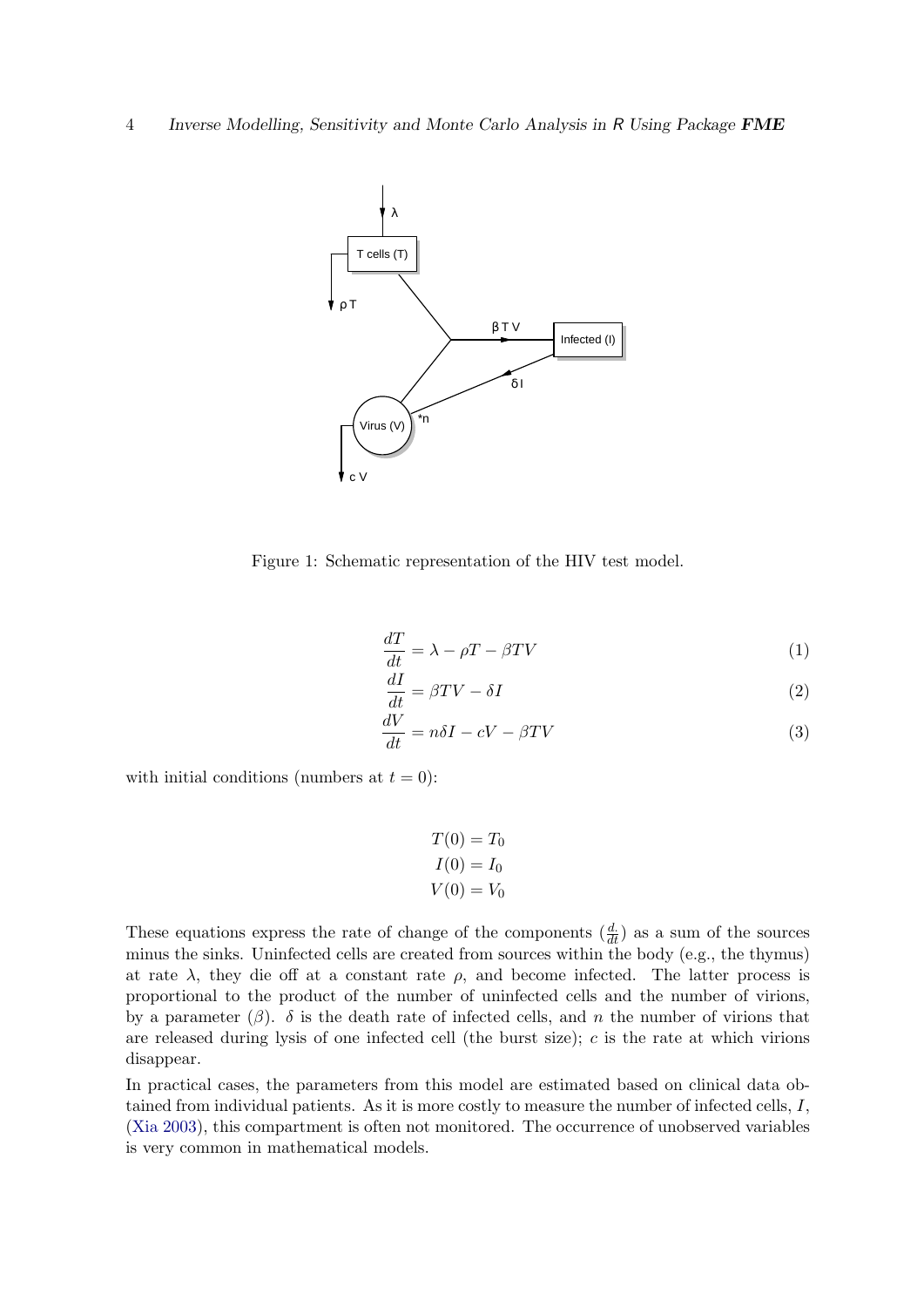Figure 1: Schematic representation of the HIV test model.

$$\frac{dT}{dt} = \lambda - \rho T - \beta T V \tag{1}$$

$$\frac{dI}{dt} = \beta T V - \delta I \tag{2}$$

$$\frac{dV}{dt} = n\delta I - cV - \beta T V \tag{3}$$

with initial conditions (numbers at $t = 0$):

$$T(0) = T_0$$
$$I(0) = I_0$$
$$V(0) = V_0$$

These equations express the rate of change of the components ($\frac{d.}{dt}$) as a sum of the sources minus the sinks. Uninfected cells are created from sources within the body (e.g., the thymus) at rate $\lambda$, they die off at a constant rate $\rho$, and become infected. The latter process is proportional to the product of the number of uninfected cells and the number of virions, by a parameter ($\beta$). $\delta$ is the death rate of infected cells, and $n$ the number of virions that are released during lysis of one infected cell (the burst size); $c$ is the rate at which virions disappear.

In practical cases, the parameters from this model are estimated based on clinical data obtained from individual patients. As it is more costly to measure the number of infected cells, $I$, (Xia 2003), this compartment is often not monitored. The occurrence of unobserved variables is very common in mathematical models.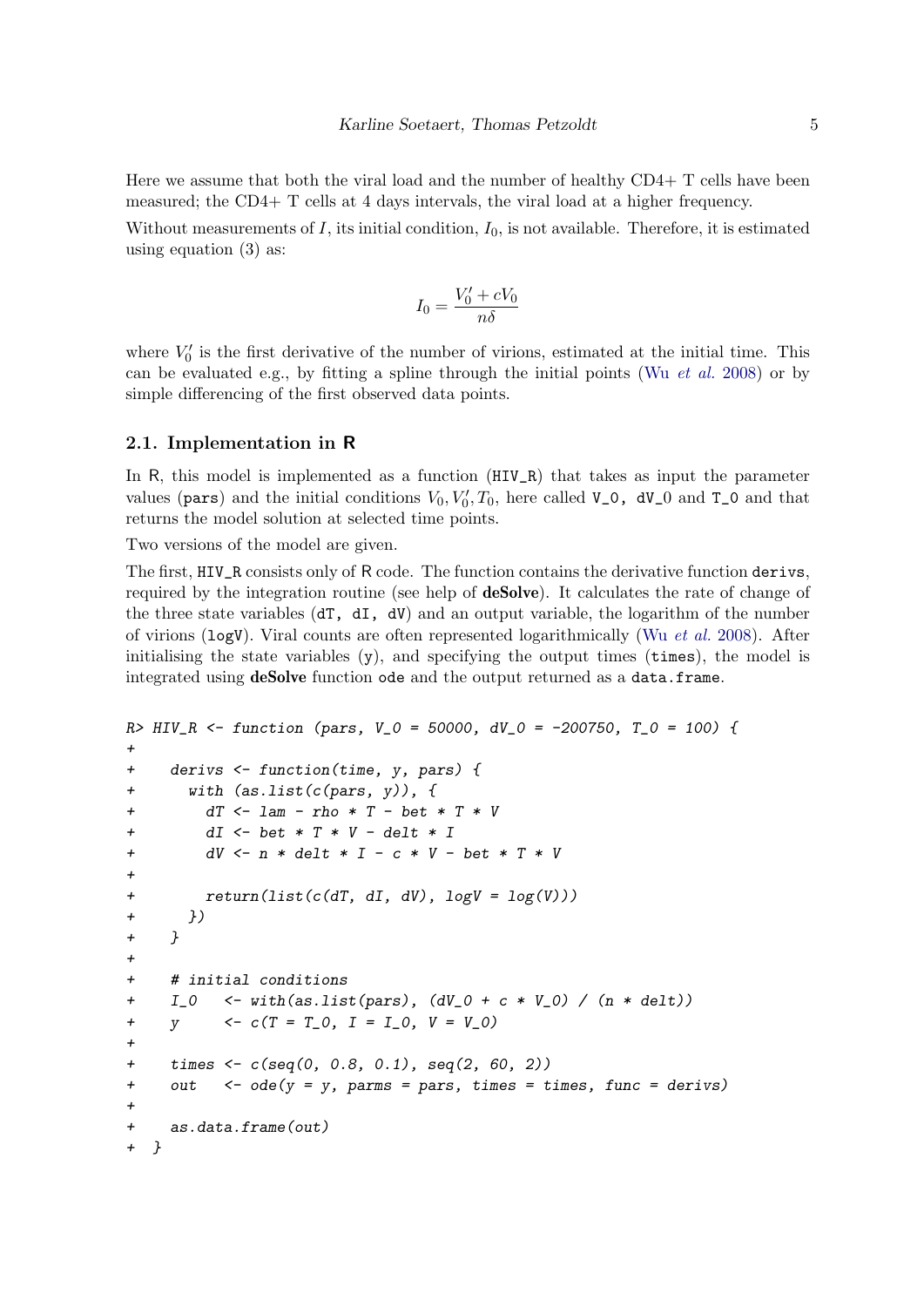Here we assume that both the viral load and the number of healthy CD4+ T cells have been measured; the CD4+ T cells at 4 days intervals, the viral load at a higher frequency.

Without measurements of $I$, its initial condition, $I_0$, is not available. Therefore, it is estimated using equation (3) as:

$$I_0 = \frac{V_0' + cV_0}{n\delta}$$

where $V_0'$ is the first derivative of the number of virions, estimated at the initial time. This can be evaluated e.g., by fitting a spline through the initial points (Wu *et al.* 2008) or by simple differencing of the first observed data points.

### 2.1. Implementation in R

In R, this model is implemented as a function (`HIV_R`) that takes as input the parameter values (`pars`) and the initial conditions $V_0, V_0', T_0$, here called `V_0`, `dV_0` and `T_0` and that returns the model solution at selected time points.

Two versions of the model are given.

The first, `HIV_R` consists only of R code. The function contains the derivative function `derivs`, required by the integration routine (see help of **deSolve**). It calculates the rate of change of the three state variables (`dT, dI, dV`) and an output variable, the logarithm of the number of virions (`logV`). Viral counts are often represented logarithmically (Wu *et al.* 2008). After initialising the state variables (`y`), and specifying the output times (`times`), the model is integrated using **deSolve** function `ode` and the output returned as a `data.frame`.

```
R> HIV_R <- function (pars, V_0 = 50000, dV_0 = -200750, T_0 = 100) {
+
+    derivs <- function(time, y, pars) {
+      with (as.list(c(pars, y)), {
+        dT <- lam - rho * T - bet * T * V
+        dI <- bet * T * V - delt * I
+        dV <- n * delt * I - c * V - bet * T * V
+
+        return(list(c(dT, dI, dV), logV = log(V)))
+      })
+    }
+
+    # initial conditions
+    I_0   <- with(as.list(pars), (dV_0 + c * V_0) / (n * delt))
+    y     <- c(T = T_0, I = I_0, V = V_0)
+
+    times <- c(seq(0, 0.8, 0.1), seq(2, 60, 2))
+    out   <- ode(y = y, parms = pars, times = times, func = derivs)
+
+    as.data.frame(out)
+  }
```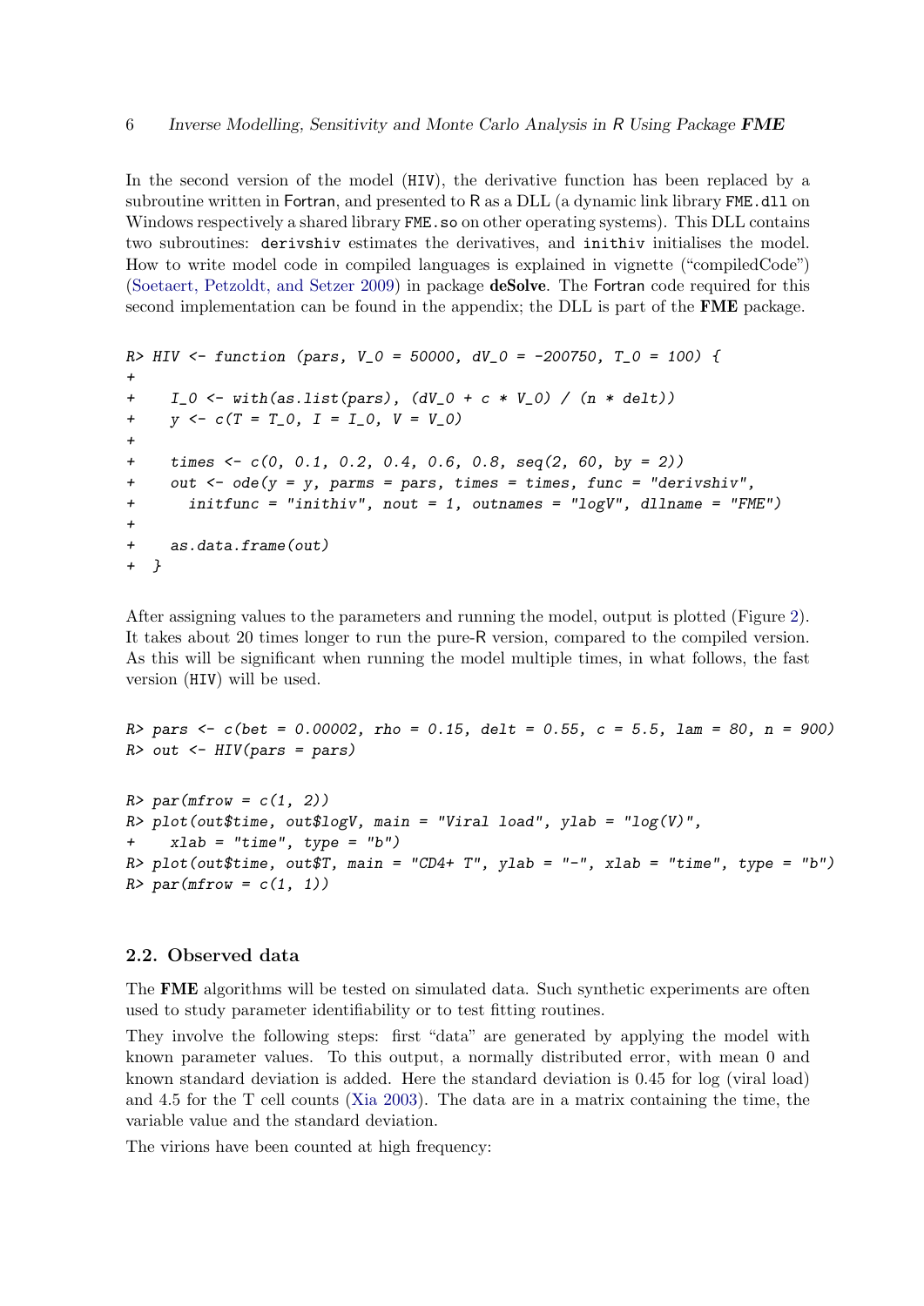In the second version of the model (HIV), the derivative function has been replaced by a subroutine written in Fortran, and presented to R as a DLL (a dynamic link library FME.dll on Windows respectively a shared library FME.so on other operating systems). This DLL contains two subroutines: derivshiv estimates the derivatives, and inithiv initialises the model. How to write model code in compiled languages is explained in vignette ("compiledCode") (Soetaert, Petzoldt, and Setzer 2009) in package **deSolve**. The Fortran code required for this second implementation can be found in the appendix; the DLL is part of the **FME** package.

```
R> HIV <- function (pars, V_0 = 50000, dV_0 = -200750, T_0 = 100) {
+
+    I_0 <- with(as.list(pars), (dV_0 + c * V_0) / (n * delt))
+    y <- c(T = T_0, I = I_0, V = V_0)
+
+    times <- c(0, 0.1, 0.2, 0.4, 0.6, 0.8, seq(2, 60, by = 2))
+    out <- ode(y = y, parms = pars, times = times, func = "derivshiv",
+      initfunc = "inithiv", nout = 1, outnames = "logV", dllname = "FME")
+
+    as.data.frame(out)
+  }
```

After assigning values to the parameters and running the model, output is plotted (Figure 2). It takes about 20 times longer to run the pure-R version, compared to the compiled version. As this will be significant when running the model multiple times, in what follows, the fast version (HIV) will be used.

```
R> pars <- c(bet = 0.00002, rho = 0.15, delt = 0.55, c = 5.5, lam = 80, n = 900)
R> out <- HIV(pars = pars)

R> par(mfrow = c(1, 2))
R> plot(out$time, out$logV, main = "Viral load", ylab = "log(V)",
+    xlab = "time", type = "b")
R> plot(out$time, out$T, main = "CD4+ T", ylab = "-", xlab = "time", type = "b")
R> par(mfrow = c(1, 1))
```

## 2.2. Observed data

The **FME** algorithms will be tested on simulated data. Such synthetic experiments are often used to study parameter identifiability or to test fitting routines.

They involve the following steps: first "data" are generated by applying the model with known parameter values. To this output, a normally distributed error, with mean 0 and known standard deviation is added. Here the standard deviation is 0.45 for log (viral load) and 4.5 for the T cell counts (Xia 2003). The data are in a matrix containing the time, the variable value and the standard deviation.

The virions have been counted at high frequency: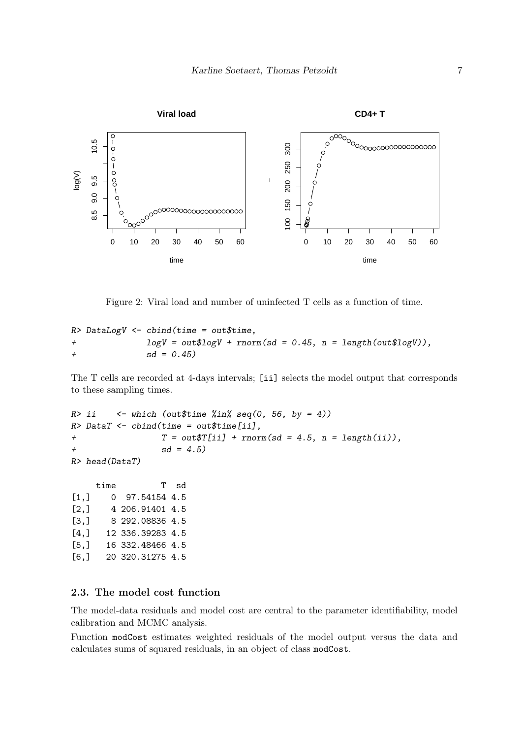Figure 2: Viral load and number of uninfected T cells as a function of time.

```
R> DataLogV <- cbind(time = out$time,
+              logV = out$logV + rnorm(sd = 0.45, n = length(out$logV)),
+              sd = 0.45)
```

The T cells are recorded at 4-days intervals; [ii] selects the model output that corresponds to these sampling times.

```
R> ii    <- which (out$time %in% seq(0, 56, by = 4))
R> DataT <- cbind(time = out$time[ii],
+                 T = out$T[ii] + rnorm(sd = 4.5, n = length(ii)),
+                 sd = 4.5)
R> head(DataT)

     time         T  sd
[1,]    0  97.54154 4.5
[2,]    4 206.91401 4.5
[3,]    8 292.08836 4.5
[4,]   12 336.39283 4.5
[5,]   16 332.48466 4.5
[6,]   20 320.31275 4.5
```

### 2.3. The model cost function

The model-data residuals and model cost are central to the parameter identifiability, model calibration and MCMC analysis.

Function modCost estimates weighted residuals of the model output versus the data and calculates sums of squared residuals, in an object of class modCost.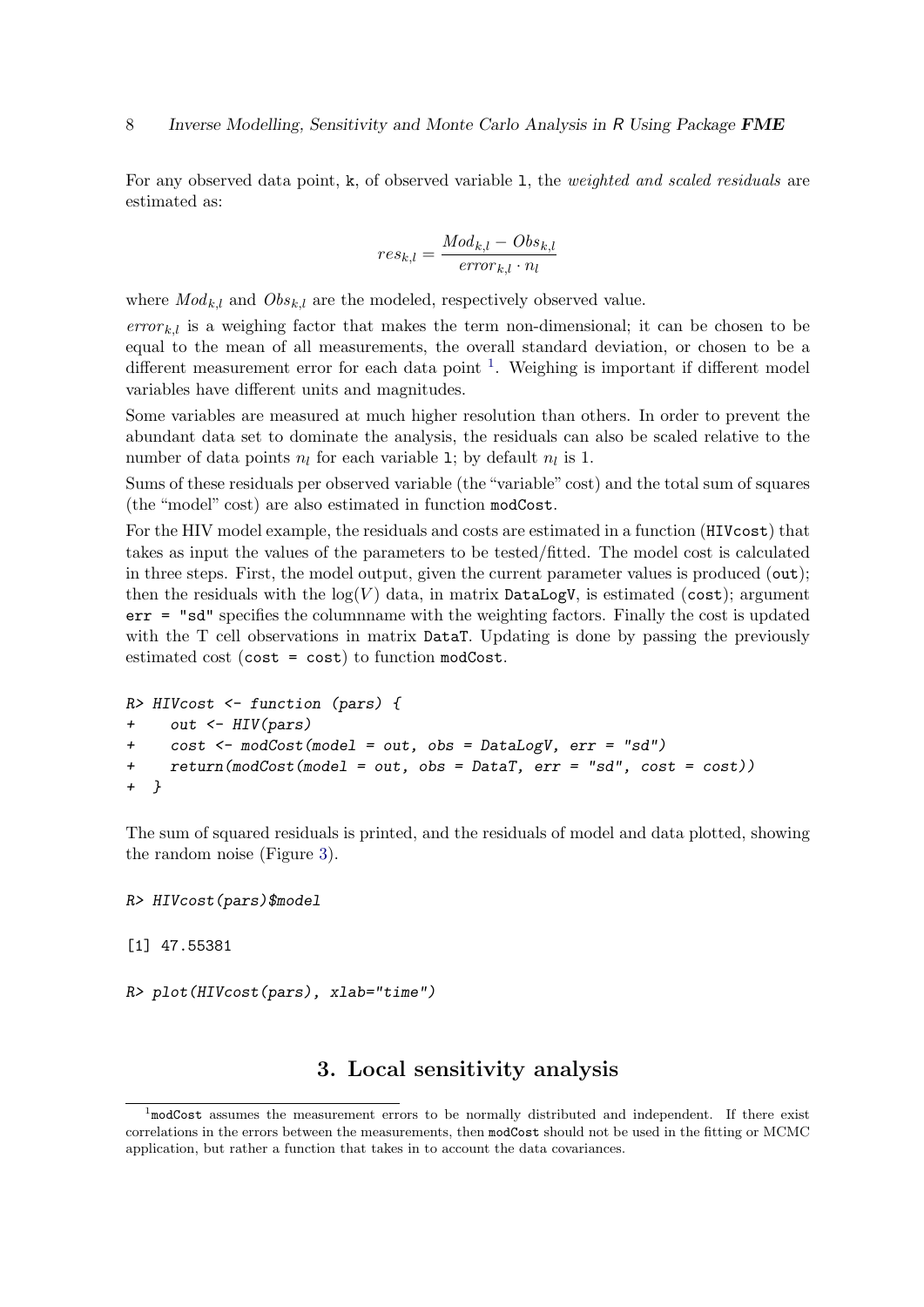For any observed data point, `k`, of observed variable `l`, the *weighted and scaled residuals* are estimated as:

$$res_{k,l} = \frac{Mod_{k,l} - Obs_{k,l}}{error_{k,l} \cdot n_l}$$

where $Mod_{k,l}$ and $Obs_{k,l}$ are the modeled, respectively observed value.

$error_{k,l}$ is a weighing factor that makes the term non-dimensional; it can be chosen to be equal to the mean of all measurements, the overall standard deviation, or chosen to be a different measurement error for each data point [1]. Weighing is important if different model variables have different units and magnitudes.

Some variables are measured at much higher resolution than others. In order to prevent the abundant data set to dominate the analysis, the residuals can also be scaled relative to the number of data points $n_l$ for each variable `l`; by default $n_l$ is 1.

Sums of these residuals per observed variable (the "variable" cost) and the total sum of squares (the "model" cost) are also estimated in function `modCost`.

For the HIV model example, the residuals and costs are estimated in a function (`HIVcost`) that takes as input the values of the parameters to be tested/fitted. The model cost is calculated in three steps. First, the model output, given the current parameter values is produced (`out`); then the residuals with the $\log(V)$ data, in matrix `DataLogV`, is estimated (`cost`); argument `err = "sd"` specifies the columnname with the weighting factors. Finally the cost is updated with the T cell observations in matrix `DataT`. Updating is done by passing the previously estimated cost (`cost = cost`) to function `modCost`.

```
R> HIVcost <- function (pars) {
+    out <- HIV(pars)
+    cost <- modCost(model = out, obs = DataLogV, err = "sd")
+    return(modCost(model = out, obs = DataT, err = "sd", cost = cost))
+  }
```

The sum of squared residuals is printed, and the residuals of model and data plotted, showing the random noise (Figure 3).

```
R> HIVcost(pars)$model

[1] 47.55381

R> plot(HIVcost(pars), xlab="time")
```

## 3. Local sensitivity analysis

[1] `modCost` assumes the measurement errors to be normally distributed and independent. If there exist correlations in the errors between the measurements, then `modCost` should not be used in the fitting or MCMC application, but rather a function that takes in to account the data covariances.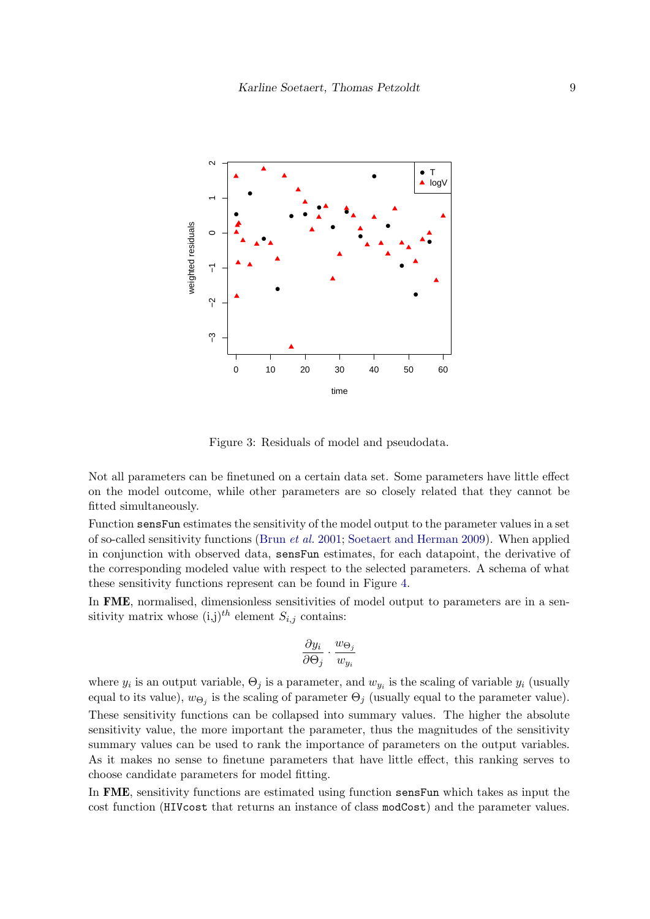Figure 3: Residuals of model and pseudodata.

Not all parameters can be finetuned on a certain data set. Some parameters have little effect on the model outcome, while other parameters are so closely related that they cannot be fitted simultaneously.

Function `sensFun` estimates the sensitivity of the model output to the parameter values in a set of so-called sensitivity functions (Brun *et al.* 2001; Soetaert and Herman 2009). When applied in conjunction with observed data, `sensFun` estimates, for each datapoint, the derivative of the corresponding modeled value with respect to the selected parameters. A schema of what these sensitivity functions represent can be found in Figure 4.

In **FME**, normalised, dimensionless sensitivities of model output to parameters are in a sensitivity matrix whose (i,j)$^{th}$ element $S_{i,j}$ contains:

$$\frac{\partial y_i}{\partial \Theta_j} \cdot \frac{w_{\Theta_j}}{w_{y_i}}$$

where $y_i$ is an output variable, $\Theta_j$ is a parameter, and $w_{y_i}$ is the scaling of variable $y_i$ (usually equal to its value), $w_{\Theta_j}$ is the scaling of parameter $\Theta_j$ (usually equal to the parameter value).

These sensitivity functions can be collapsed into summary values. The higher the absolute sensitivity value, the more important the parameter, thus the magnitudes of the sensitivity summary values can be used to rank the importance of parameters on the output variables. As it makes no sense to finetune parameters that have little effect, this ranking serves to choose candidate parameters for model fitting.

In **FME**, sensitivity functions are estimated using function `sensFun` which takes as input the cost function (`HIVcost` that returns an instance of class `modCost`) and the parameter values.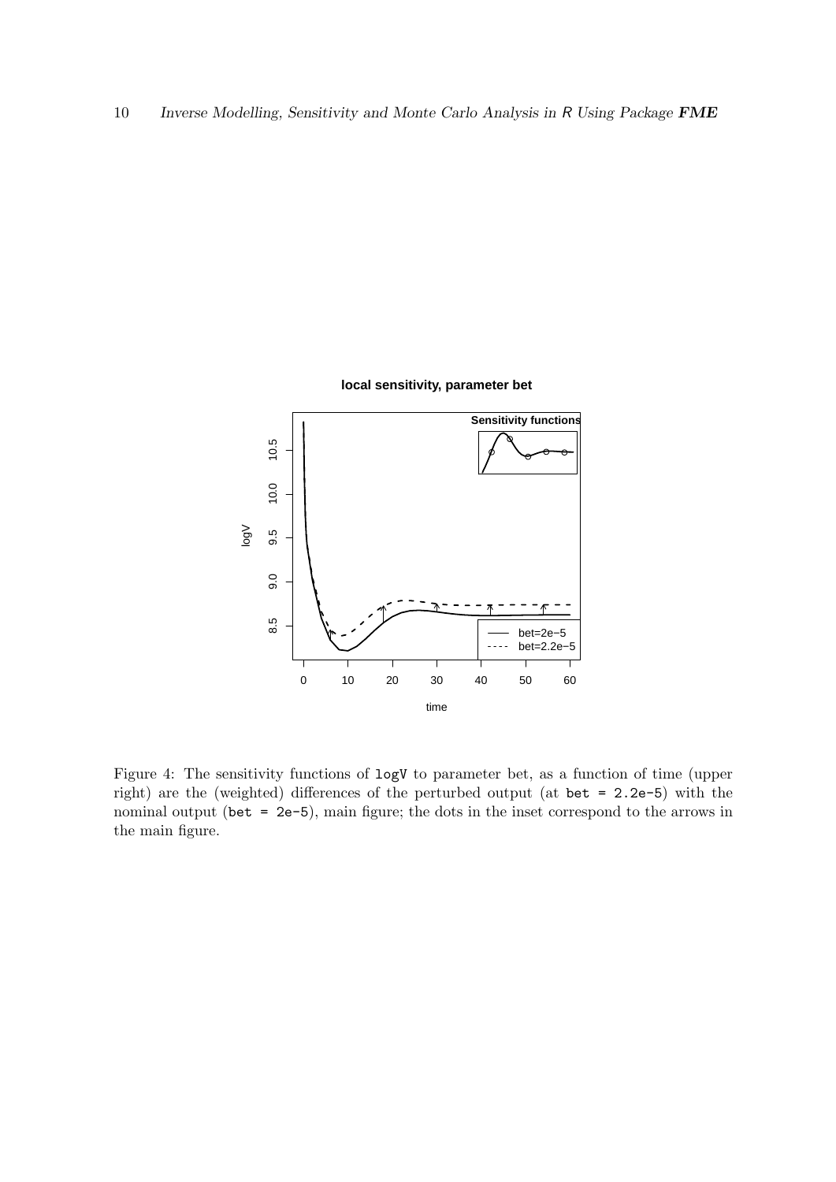Figure 4: The sensitivity functions of `logV` to parameter bet, as a function of time (upper right) are the (weighted) differences of the perturbed output (at `bet = 2.2e-5`) with the nominal output (`bet = 2e-5`), main figure; the dots in the inset correspond to the arrows in the main figure.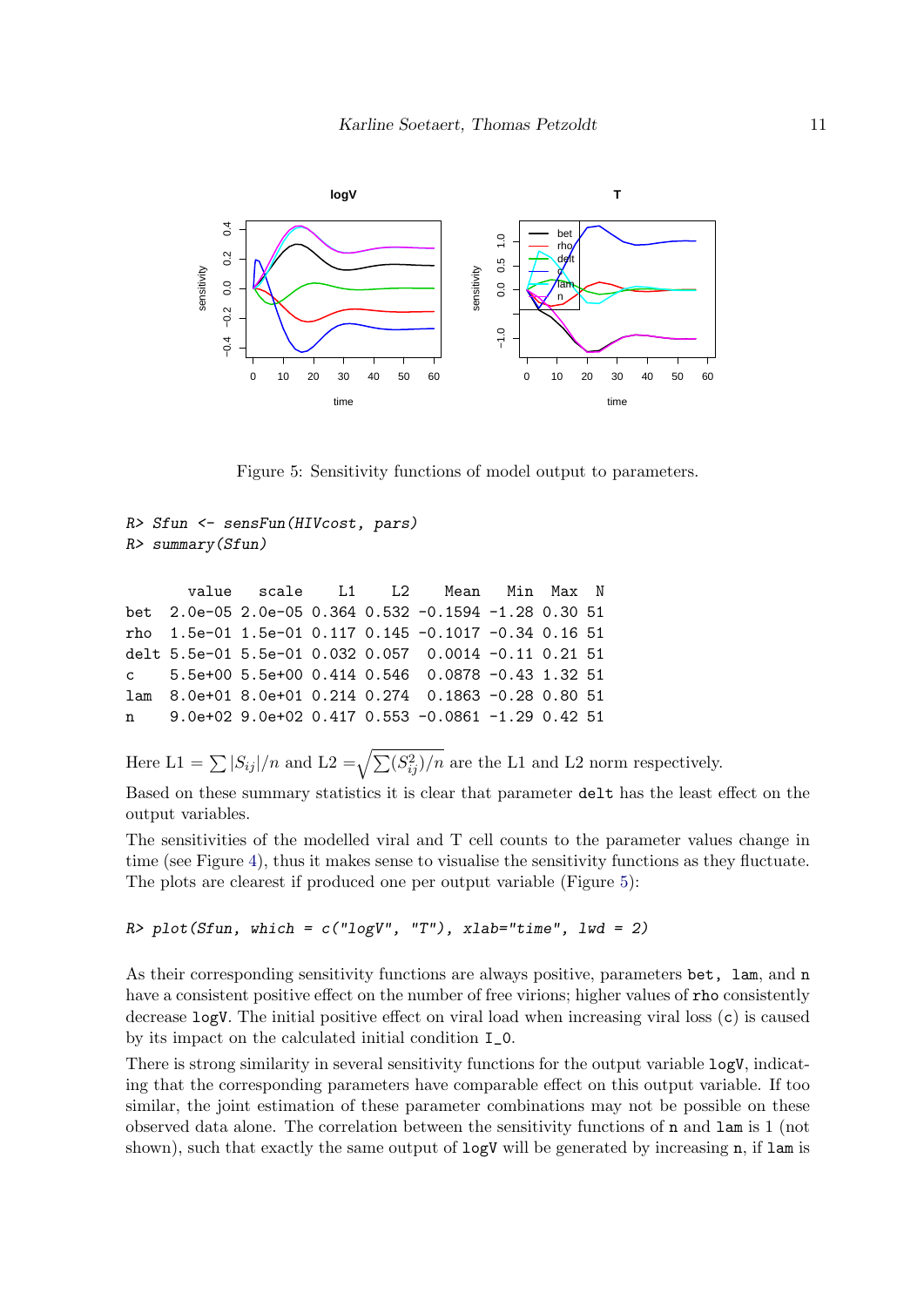Figure 5: Sensitivity functions of model output to parameters.

```
R> Sfun <- sensFun(HIVcost, pars)
R> summary(Sfun)
```

```
       value   scale    L1    L2    Mean   Min  Max  N
bet  2.0e-05 2.0e-05 0.364 0.532 -0.1594 -1.28 0.30 51
rho  1.5e-01 1.5e-01 0.117 0.145 -0.1017 -0.34 0.16 51
delt 5.5e-01 5.5e-01 0.032 0.057  0.0014 -0.11 0.21 51
c    5.5e+00 5.5e+00 0.414 0.546  0.0878 -0.43 1.32 51
lam  8.0e+01 8.0e+01 0.214 0.274  0.1863 -0.28 0.80 51
n    9.0e+02 9.0e+02 0.417 0.553 -0.0861 -1.29 0.42 51
```

Here L1 $= \sum |S_{ij}|/n$ and L2 $= \sqrt{\sum (S_{ij}^2)/n}$ are the L1 and L2 norm respectively.

Based on these summary statistics it is clear that parameter `delt` has the least effect on the output variables.

The sensitivities of the modelled viral and T cell counts to the parameter values change in time (see Figure 4), thus it makes sense to visualise the sensitivity functions as they fluctuate. The plots are clearest if produced one per output variable (Figure 5):

```
R> plot(Sfun, which = c("logV", "T"), xlab="time", lwd = 2)
```

As their corresponding sensitivity functions are always positive, parameters `bet`, `lam`, and `n` have a consistent positive effect on the number of free virions; higher values of `rho` consistently decrease `logV`. The initial positive effect on viral load when increasing viral loss (`c`) is caused by its impact on the calculated initial condition `I_0`.

There is strong similarity in several sensitivity functions for the output variable `logV`, indicating that the corresponding parameters have comparable effect on this output variable. If too similar, the joint estimation of these parameter combinations may not be possible on these observed data alone. The correlation between the sensitivity functions of `n` and `lam` is 1 (not shown), such that exactly the same output of `logV` will be generated by increasing `n`, if `lam` is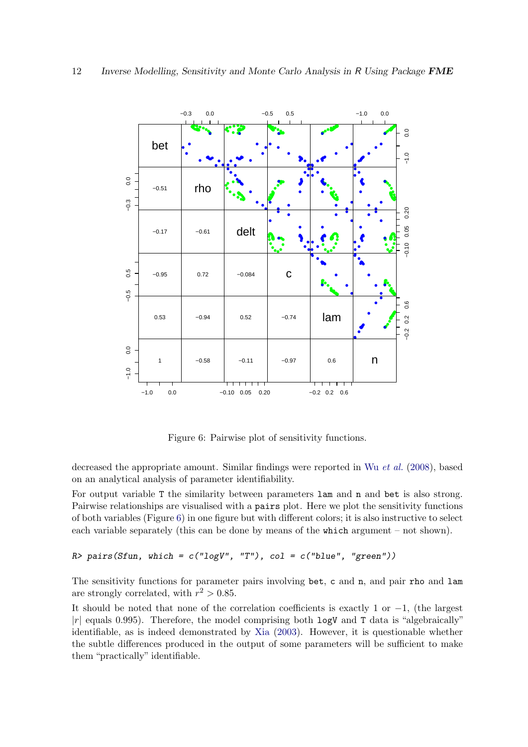Figure 6: Pairwise plot of sensitivity functions.

decreased the appropriate amount. Similar findings were reported in Wu *et al.* (2008), based on an analytical analysis of parameter identifiability.

For output variable `T` the similarity between parameters `lam` and `n` and `bet` is also strong. Pairwise relationships are visualised with a `pairs` plot. Here we plot the sensitivity functions of both variables (Figure 6) in one figure but with different colors; it is also instructive to select each variable separately (this can be done by means of the `which` argument – not shown).

```
R> pairs(Sfun, which = c("logV", "T"), col = c("blue", "green"))
```

The sensitivity functions for parameter pairs involving `bet`, `c` and `n`, and pair `rho` and `lam` are strongly correlated, with $r^2 > 0.85$.

It should be noted that none of the correlation coefficients is exactly 1 or $-1$, (the largest $|r|$ equals 0.995). Therefore, the model comprising both `logV` and `T` data is "algebraically" identifiable, as is indeed demonstrated by Xia (2003). However, it is questionable whether the subtle differences produced in the output of some parameters will be sufficient to make them "practically" identifiable.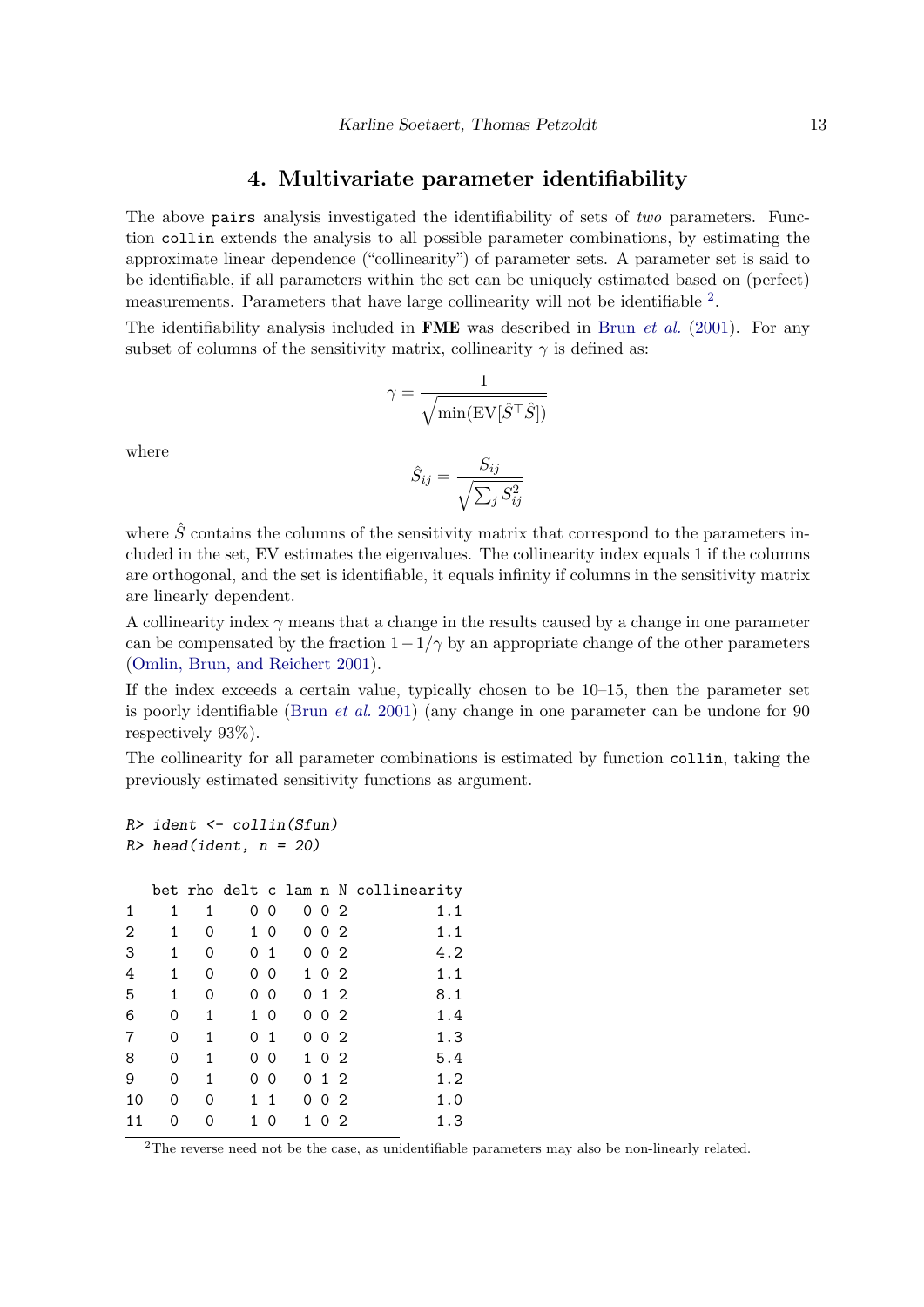## 4. Multivariate parameter identifiability

The above `pairs` analysis investigated the identifiability of sets of *two* parameters. Function `collin` extends the analysis to all possible parameter combinations, by estimating the approximate linear dependence ("collinearity") of parameter sets. A parameter set is said to be identifiable, if all parameters within the set can be uniquely estimated based on (perfect) measurements. Parameters that have large collinearity will not be identifiable [2].

The identifiability analysis included in **FME** was described in Brun *et al.* (2001). For any subset of columns of the sensitivity matrix, collinearity $\gamma$ is defined as:

$$\gamma = \frac{1}{\sqrt{\min(\mathrm{EV}[\hat{S}^\top \hat{S}])}}$$

where

$$\hat{S}_{ij} = \frac{S_{ij}}{\sqrt{\sum_j S_{ij}^2}}$$

where $\hat{S}$ contains the columns of the sensitivity matrix that correspond to the parameters included in the set, EV estimates the eigenvalues. The collinearity index equals 1 if the columns are orthogonal, and the set is identifiable, it equals infinity if columns in the sensitivity matrix are linearly dependent.

A collinearity index $\gamma$ means that a change in the results caused by a change in one parameter can be compensated by the fraction $1 - 1/\gamma$ by an appropriate change of the other parameters (Omlin, Brun, and Reichert 2001).

If the index exceeds a certain value, typically chosen to be 10–15, then the parameter set is poorly identifiable (Brun *et al.* 2001) (any change in one parameter can be undone for 90 respectively 93%).

The collinearity for all parameter combinations is estimated by function `collin`, taking the previously estimated sensitivity functions as argument.

```
R> ident <- collin(Sfun)
R> head(ident, n = 20)

   bet rho delt c lam n N collinearity
1    1   1    0 0   0 0 2          1.1
2    1   0    1 0   0 0 2          1.1
3    1   0    0 1   0 0 2          4.2
4    1   0    0 0   1 0 2          1.1
5    1   0    0 0   0 1 2          8.1
6    0   1    1 0   0 0 2          1.4
7    0   1    0 1   0 0 2          1.3
8    0   1    0 0   1 0 2          5.4
9    0   1    0 0   0 1 2          1.2
10   0   0    1 1   0 0 2          1.0
11   0   0    1 0   1 0 2          1.3
```

[2] The reverse need not be the case, as unidentifiable parameters may also be non-linearly related.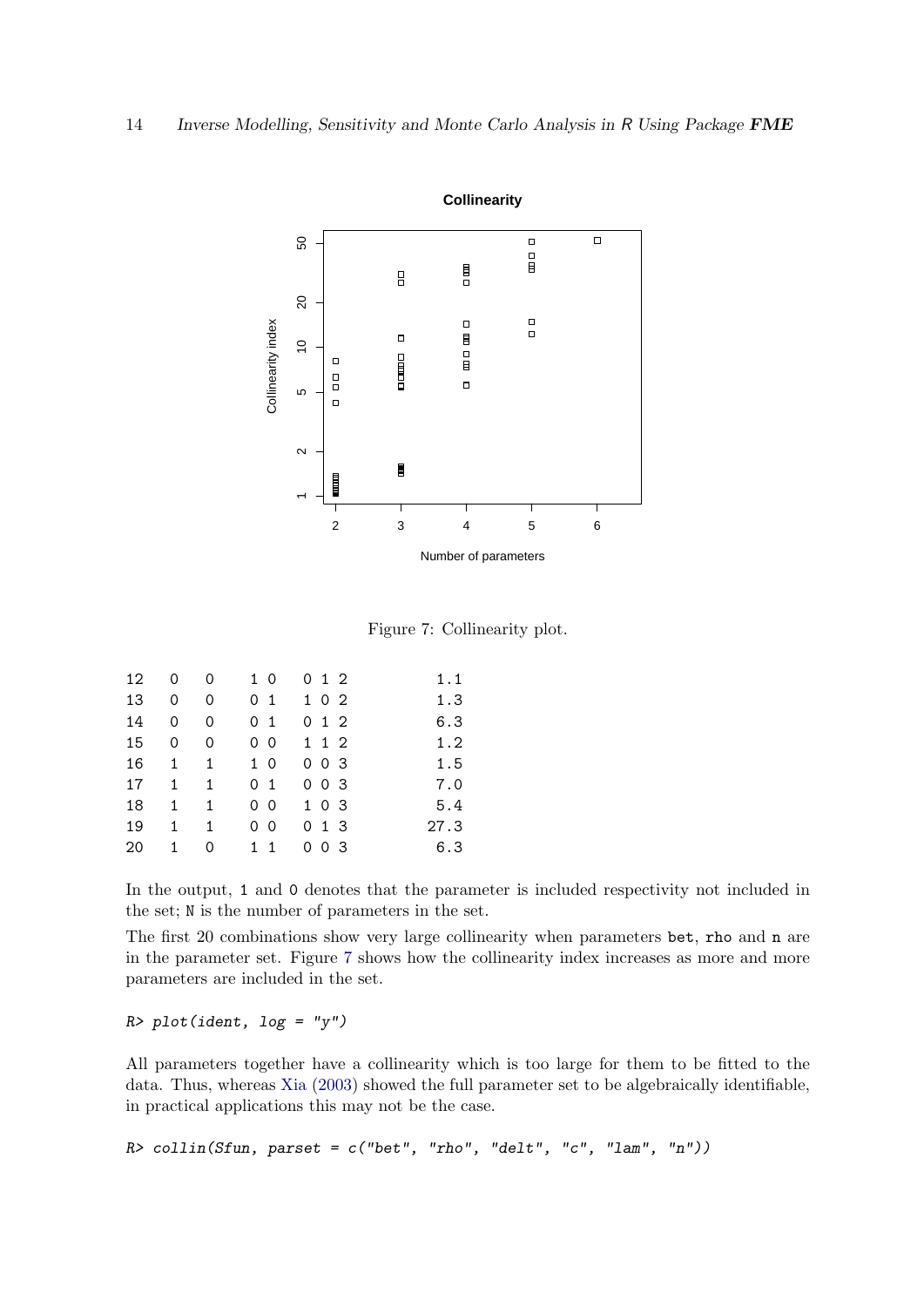Figure 7: Collinearity plot.

```
12  0   0   1 0   0 1 2        1.1
13  0   0   0 1   1 0 2        1.3
14  0   0   0 1   0 1 2        6.3
15  0   0   0 0   1 1 2        1.2
16  1   1   1 0   0 0 3        1.5
17  1   1   0 1   0 0 3        7.0
18  1   1   0 0   1 0 3        5.4
19  1   1   0 0   0 1 3       27.3
20  1   0   1 1   0 0 3        6.3
```

In the output, `1` and `0` denotes that the parameter is included respectivity not included in the set; `N` is the number of parameters in the set.

The first 20 combinations show very large collinearity when parameters `bet`, `rho` and `n` are in the parameter set. Figure 7 shows how the collinearity index increases as more and more parameters are included in the set.

```
R> plot(ident, log = "y")
```

All parameters together have a collinearity which is too large for them to be fitted to the data. Thus, whereas Xia (2003) showed the full parameter set to be algebraically identifiable, in practical applications this may not be the case.

```
R> collin(Sfun, parset = c("bet", "rho", "delt", "c", "lam", "n"))
```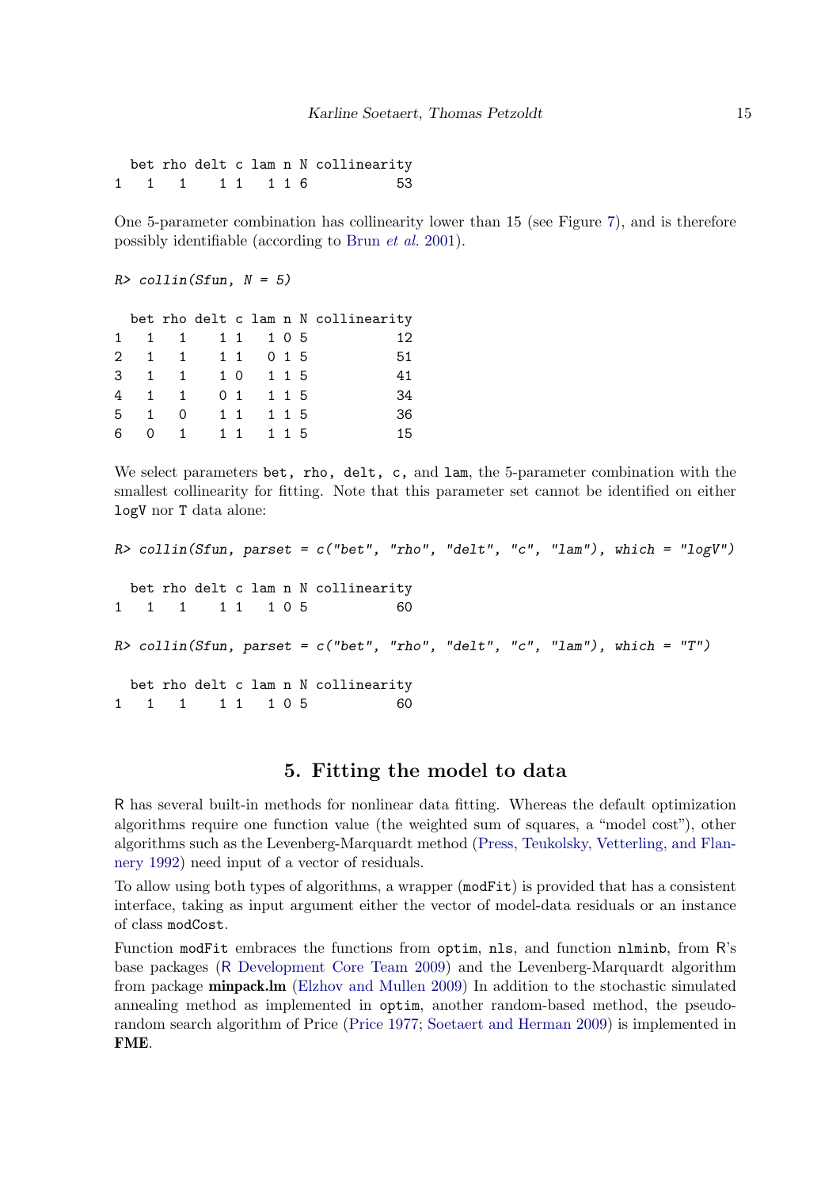```
  bet rho delt c lam n N collinearity
1   1   1    1 1   1 1 6           53
```

One 5-parameter combination has collinearity lower than 15 (see Figure 7), and is therefore possibly identifiable (according to Brun *et al.* 2001).

```
R> collin(Sfun, N = 5)

  bet rho delt c lam n N collinearity
1   1   1    1 1   1 0 5           12
2   1   1    1 1   0 1 5           51
3   1   1    1 0   1 1 5           41
4   1   1    0 1   1 1 5           34
5   1   0    1 1   1 1 5           36
6   0   1    1 1   1 1 5           15
```

We select parameters `bet, rho, delt, c,` and `lam`, the 5-parameter combination with the smallest collinearity for fitting. Note that this parameter set cannot be identified on either `logV` nor `T` data alone:

```
R> collin(Sfun, parset = c("bet", "rho", "delt", "c", "lam"), which = "logV")

  bet rho delt c lam n N collinearity
1   1   1    1 1   1 0 5           60

R> collin(Sfun, parset = c("bet", "rho", "delt", "c", "lam"), which = "T")

  bet rho delt c lam n N collinearity
1   1   1    1 1   1 0 5           60
```

## 5. Fitting the model to data

R has several built-in methods for nonlinear data fitting. Whereas the default optimization algorithms require one function value (the weighted sum of squares, a "model cost"), other algorithms such as the Levenberg-Marquardt method (Press, Teukolsky, Vetterling, and Flannery 1992) need input of a vector of residuals.

To allow using both types of algorithms, a wrapper (`modFit`) is provided that has a consistent interface, taking as input argument either the vector of model-data residuals or an instance of class `modCost`.

Function `modFit` embraces the functions from `optim`, `nls`, and function `nlminb`, from R's base packages (R Development Core Team 2009) and the Levenberg-Marquardt algorithm from package **minpack.lm** (Elzhov and Mullen 2009) In addition to the stochastic simulated annealing method as implemented in `optim`, another random-based method, the pseudo-random search algorithm of Price (Price 1977; Soetaert and Herman 2009) is implemented in **FME**.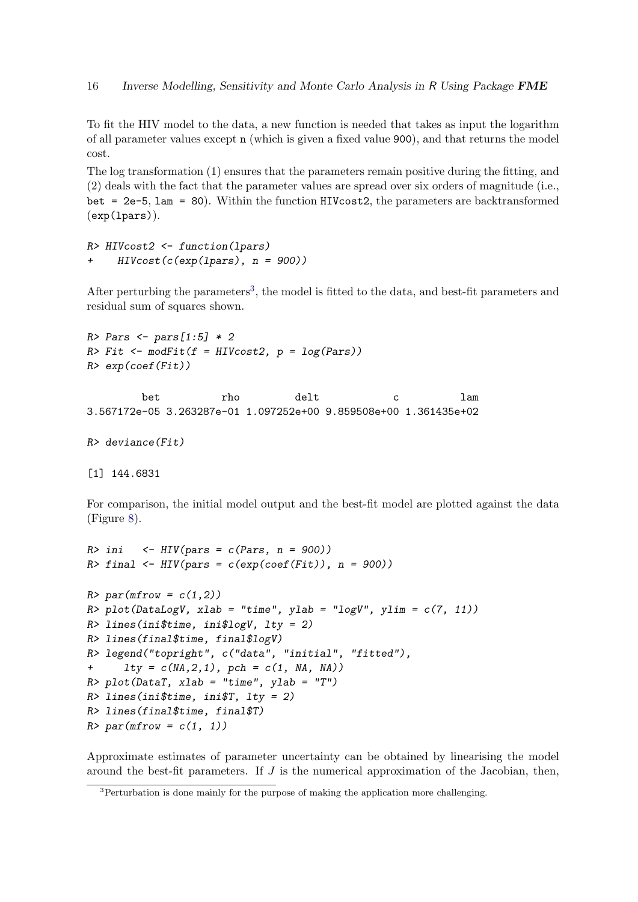To fit the HIV model to the data, a new function is needed that takes as input the logarithm of all parameter values except `n` (which is given a fixed value `900`), and that returns the model cost.

The log transformation (1) ensures that the parameters remain positive during the fitting, and (2) deals with the fact that the parameter values are spread over six orders of magnitude (i.e., `bet = 2e-5`, `lam = 80`). Within the function `HIVcost2`, the parameters are backtransformed (`exp(lpars)`).

```
R> HIVcost2 <- function(lpars)
+    HIVcost(c(exp(lpars), n = 900))
```

After perturbing the parameters[3], the model is fitted to the data, and best-fit parameters and residual sum of squares shown.

```
R> Pars <- pars[1:5] * 2
R> Fit <- modFit(f = HIVcost2, p = log(Pars))
R> exp(coef(Fit))

         bet          rho         delt            c          lam 
3.567172e-05 3.263287e-01 1.097252e+00 9.859508e+00 1.361435e+02 

R> deviance(Fit)

[1] 144.6831
```

For comparison, the initial model output and the best-fit model are plotted against the data (Figure 8).

```
R> ini   <- HIV(pars = c(Pars, n = 900))
R> final <- HIV(pars = c(exp(coef(Fit)), n = 900))

R> par(mfrow = c(1,2))
R> plot(DataLogV, xlab = "time", ylab = "logV", ylim = c(7, 11))
R> lines(ini$time, ini$logV, lty = 2)
R> lines(final$time, final$logV)
R> legend("topright", c("data", "initial", "fitted"),
+     lty = c(NA,2,1), pch = c(1, NA, NA))
R> plot(DataT, xlab = "time", ylab = "T")
R> lines(ini$time, ini$T, lty = 2)
R> lines(final$time, final$T)
R> par(mfrow = c(1, 1))
```

Approximate estimates of parameter uncertainty can be obtained by linearising the model around the best-fit parameters. If $J$ is the numerical approximation of the Jacobian, then,

[3] Perturbation is done mainly for the purpose of making the application more challenging.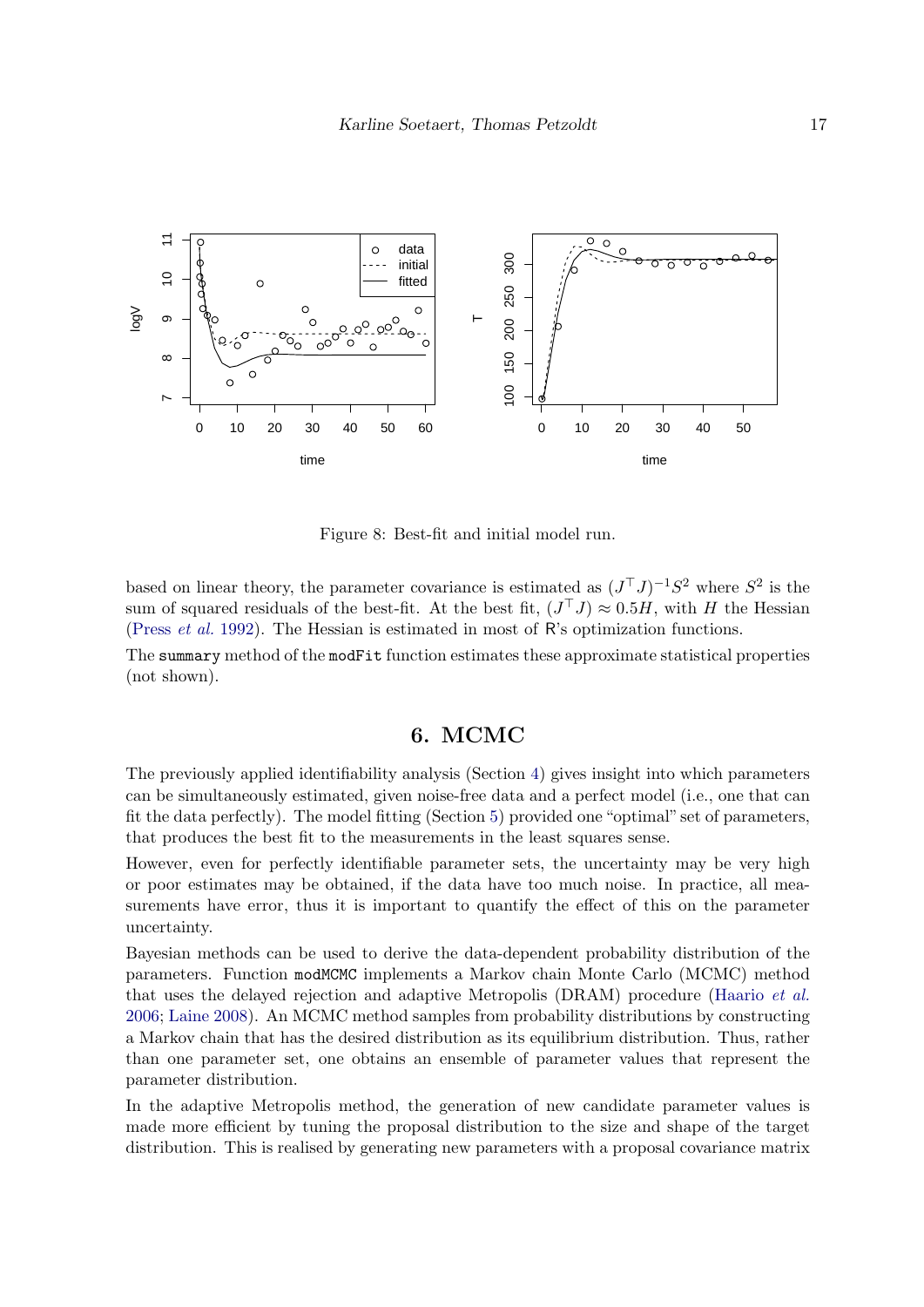Figure 8: Best-fit and initial model run.

based on linear theory, the parameter covariance is estimated as $(J^\top J)^{-1}S^2$ where $S^2$ is the sum of squared residuals of the best-fit. At the best fit, $(J^\top J) \approx 0.5H$, with $H$ the Hessian (Press *et al.* 1992). The Hessian is estimated in most of R's optimization functions.

The `summary` method of the `modFit` function estimates these approximate statistical properties (not shown).

# 6. MCMC

The previously applied identifiability analysis (Section 4) gives insight into which parameters can be simultaneously estimated, given noise-free data and a perfect model (i.e., one that can fit the data perfectly). The model fitting (Section 5) provided one "optimal" set of parameters, that produces the best fit to the measurements in the least squares sense.

However, even for perfectly identifiable parameter sets, the uncertainty may be very high or poor estimates may be obtained, if the data have too much noise. In practice, all measurements have error, thus it is important to quantify the effect of this on the parameter uncertainty.

Bayesian methods can be used to derive the data-dependent probability distribution of the parameters. Function `modMCMC` implements a Markov chain Monte Carlo (MCMC) method that uses the delayed rejection and adaptive Metropolis (DRAM) procedure (Haario *et al.* 2006; Laine 2008). An MCMC method samples from probability distributions by constructing a Markov chain that has the desired distribution as its equilibrium distribution. Thus, rather than one parameter set, one obtains an ensemble of parameter values that represent the parameter distribution.

In the adaptive Metropolis method, the generation of new candidate parameter values is made more efficient by tuning the proposal distribution to the size and shape of the target distribution. This is realised by generating new parameters with a proposal covariance matrix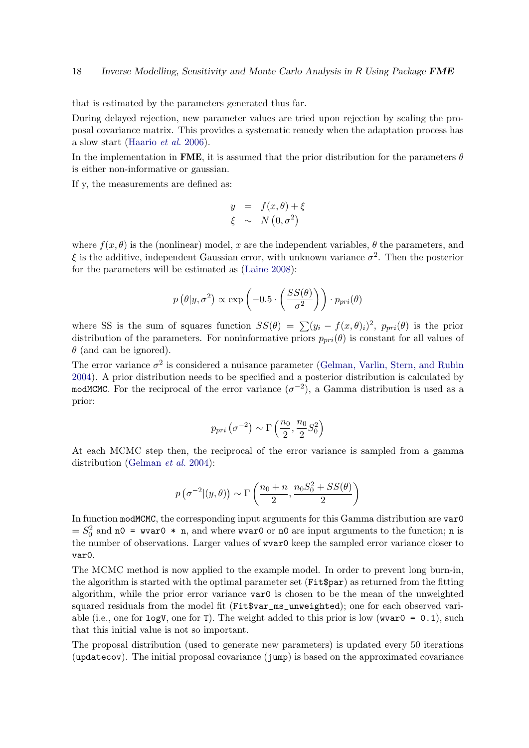that is estimated by the parameters generated thus far.

During delayed rejection, new parameter values are tried upon rejection by scaling the proposal covariance matrix. This provides a systematic remedy when the adaptation process has a slow start (Haario *et al.* 2006).

In the implementation in **FME**, it is assumed that the prior distribution for the parameters $\theta$ is either non-informative or gaussian.

If y, the measurements are defined as:

$$
\begin{aligned}
y &= f(x, \theta) + \xi \\
\xi &\sim N\left(0, \sigma^2\right)
\end{aligned}
$$

where $f(x, \theta)$ is the (nonlinear) model, $x$ are the independent variables, $\theta$ the parameters, and $\xi$ is the additive, independent Gaussian error, with unknown variance $\sigma^2$. Then the posterior for the parameters will be estimated as (Laine 2008):

$$
p\left(\theta | y, \sigma^2\right) \propto \exp\left(-0.5 \cdot \left(\frac{SS(\theta)}{\sigma^2}\right)\right) \cdot p_{pri}(\theta)
$$

where SS is the sum of squares function $SS(\theta) = \sum (y_i - f(x, \theta)_i)^2$, $p_{pri}(\theta)$ is the prior distribution of the parameters. For noninformative priors $p_{pri}(\theta)$ is constant for all values of $\theta$ (and can be ignored).

The error variance $\sigma^2$ is considered a nuisance parameter (Gelman, Varlin, Stern, and Rubin 2004). A prior distribution needs to be specified and a posterior distribution is calculated by `modMCMC`. For the reciprocal of the error variance ($\sigma^{-2}$), a Gamma distribution is used as a prior:

$$
p_{pri}\left(\sigma^{-2}\right) \sim \Gamma\left(\frac{n_0}{2}, \frac{n_0}{2} S_0^2\right)
$$

At each MCMC step then, the reciprocal of the error variance is sampled from a gamma distribution (Gelman *et al.* 2004):

$$
p\left(\sigma^{-2} | (y, \theta)\right) \sim \Gamma\left(\frac{n_0 + n}{2}, \frac{n_0 S_0^2 + SS(\theta)}{2}\right)
$$

In function `modMCMC`, the corresponding input arguments for this Gamma distribution are `var0` $= S_0^2$ and `n0 = wvar0 * n`, and where `wvar0` or `n0` are input arguments to the function; `n` is the number of observations. Larger values of `wvar0` keep the sampled error variance closer to `var0`.

The MCMC method is now applied to the example model. In order to prevent long burn-in, the algorithm is started with the optimal parameter set (`Fit$par`) as returned from the fitting algorithm, while the prior error variance `var0` is chosen to be the mean of the unweighted squared residuals from the model fit (`Fit$var_ms_unweighted`); one for each observed variable (i.e., one for `logV`, one for `T`). The weight added to this prior is low (`wvar0 = 0.1`), such that this initial value is not so important.

The proposal distribution (used to generate new parameters) is updated every 50 iterations (`updatecov`). The initial proposal covariance (`jump`) is based on the approximated covariance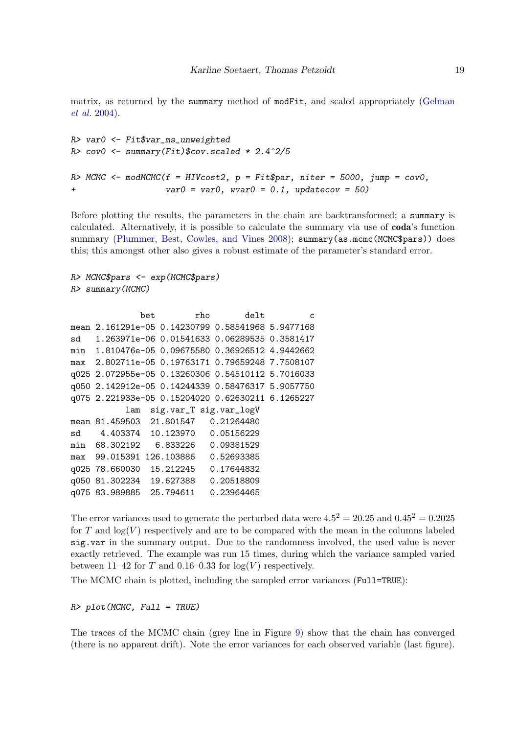matrix, as returned by the summary method of modFit, and scaled appropriately (Gelman *et al.* 2004).

```
R> var0 <- Fit$var_ms_unweighted
R> cov0 <- summary(Fit)$cov.scaled * 2.4^2/5

R> MCMC <- modMCMC(f = HIVcost2, p = Fit$par, niter = 5000, jump = cov0,
+                 var0 = var0, wvar0 = 0.1, updatecov = 50)
```

Before plotting the results, the parameters in the chain are backtransformed; a summary is calculated. Alternatively, it is possible to calculate the summary via use of **coda**'s function summary (Plummer, Best, Cowles, and Vines 2008); summary(as.mcmc(MCMC$pars)) does this; this amongst other also gives a robust estimate of the parameter's standard error.

```
R> MCMC$pars <- exp(MCMC$pars)
R> summary(MCMC)

              bet        rho       delt         c
mean 2.161291e-05 0.14230799 0.58541968 5.9477168
sd   1.263971e-06 0.01541633 0.06289535 0.3581417
min  1.810476e-05 0.09675580 0.36926512 4.9442662
max  2.802711e-05 0.19763171 0.79659248 7.7508107
q025 2.072955e-05 0.13260306 0.54510112 5.7016033
q050 2.142912e-05 0.14244339 0.58476317 5.9057750
q075 2.221933e-05 0.15204020 0.62630211 6.1265227
           lam   sig.var_T sig.var_logV
mean 81.459503  21.801547   0.21264480
sd    4.403374  10.123970   0.05156229
min  68.302192   6.833226   0.09381529
max  99.015391 126.103886   0.52693385
q025 78.660030  15.212245   0.17644832
q050 81.302234  19.627388   0.20518809
q075 83.989885  25.794611   0.23964465
```

The error variances used to generate the perturbed data were $4.5^2 = 20.25$ and $0.45^2 = 0.2025$ for $T$ and $\log(V)$ respectively and are to be compared with the mean in the columns labeled sig.var in the summary output. Due to the randomness involved, the used value is never exactly retrieved. The example was run 15 times, during which the variance sampled varied between 11–42 for $T$ and 0.16–0.33 for $\log(V)$ respectively.

The MCMC chain is plotted, including the sampled error variances (Full=TRUE):

```
R> plot(MCMC, Full = TRUE)
```

The traces of the MCMC chain (grey line in Figure 9) show that the chain has converged (there is no apparent drift). Note the error variances for each observed variable (last figure).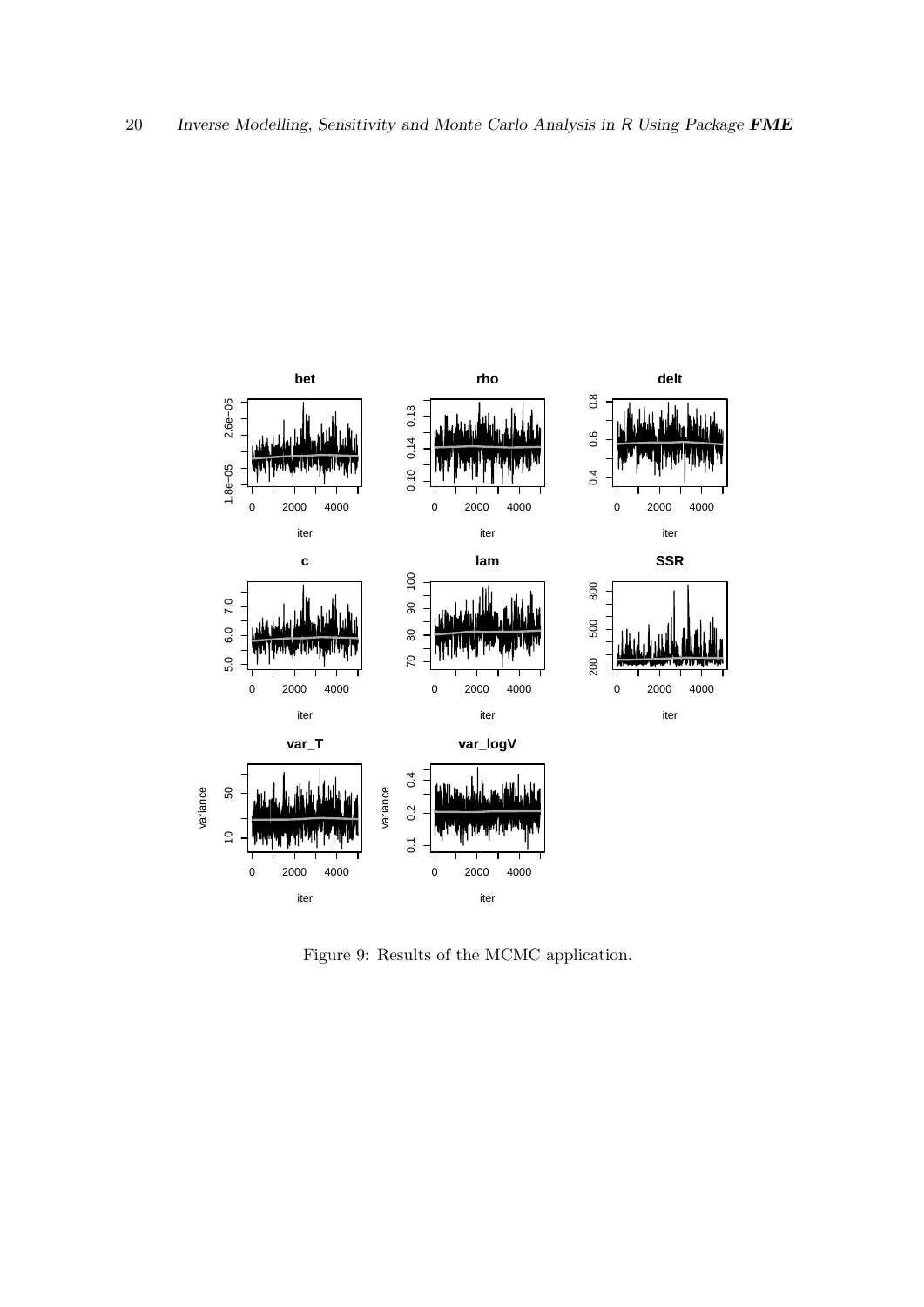Figure 9: Results of the MCMC application.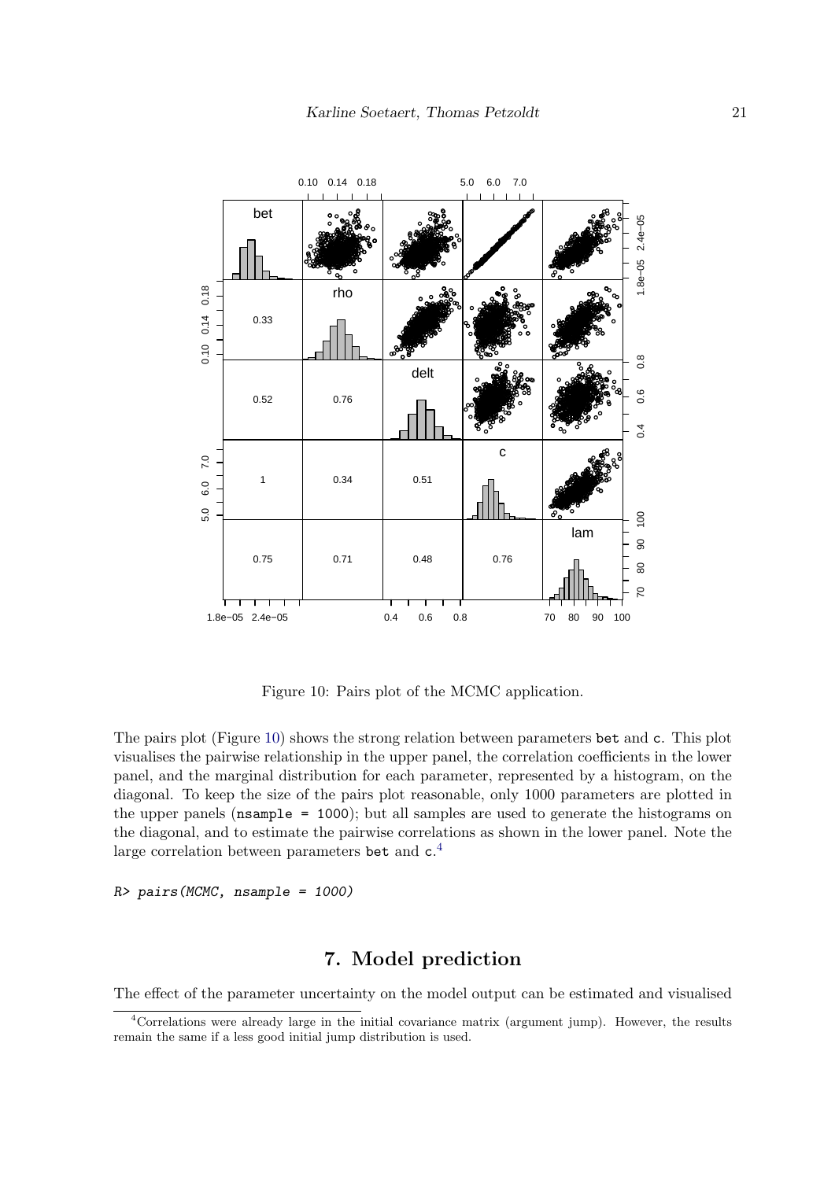Figure 10: Pairs plot of the MCMC application.

The pairs plot (Figure 10) shows the strong relation between parameters `bet` and `c`. This plot visualises the pairwise relationship in the upper panel, the correlation coefficients in the lower panel, and the marginal distribution for each parameter, represented by a histogram, on the diagonal. To keep the size of the pairs plot reasonable, only 1000 parameters are plotted in the upper panels (`nsample = 1000`); but all samples are used to generate the histograms on the diagonal, and to estimate the pairwise correlations as shown in the lower panel. Note the large correlation between parameters `bet` and `c`.[4]

```
R> pairs(MCMC, nsample = 1000)
```

# 7. Model prediction

The effect of the parameter uncertainty on the model output can be estimated and visualised

[4] Correlations were already large in the initial covariance matrix (argument jump). However, the results remain the same if a less good initial jump distribution is used.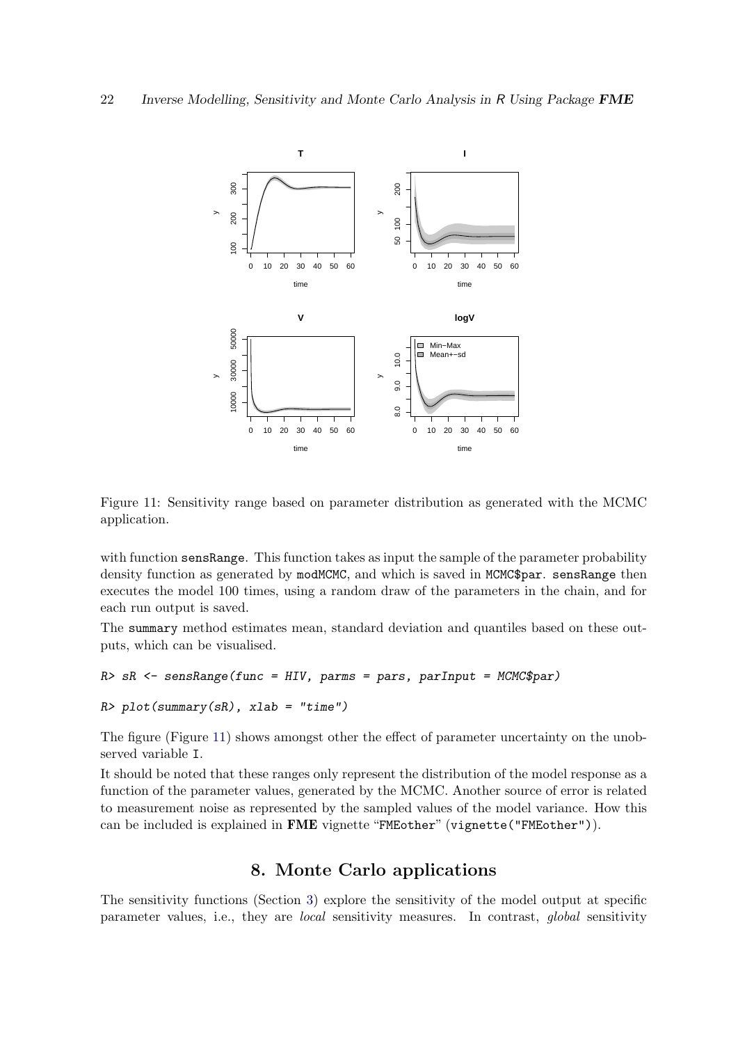Figure 11: Sensitivity range based on parameter distribution as generated with the MCMC application.

with function sensRange. This function takes as input the sample of the parameter probability density function as generated by modMCMC, and which is saved in MCMC$par. sensRange then executes the model 100 times, using a random draw of the parameters in the chain, and for each run output is saved.

The summary method estimates mean, standard deviation and quantiles based on these outputs, which can be visualised.

```
R> sR <- sensRange(func = HIV, parms = pars, parInput = MCMC$par)
R> plot(summary(sR), xlab = "time")
```

The figure (Figure 11) shows amongst other the effect of parameter uncertainty on the unobserved variable I.

It should be noted that these ranges only represent the distribution of the model response as a function of the parameter values, generated by the MCMC. Another source of error is related to measurement noise as represented by the sampled values of the model variance. How this can be included is explained in **FME** vignette "FMEother" (vignette("FMEother")).

## 8. Monte Carlo applications

The sensitivity functions (Section 3) explore the sensitivity of the model output at specific parameter values, i.e., they are *local* sensitivity measures. In contrast, *global* sensitivity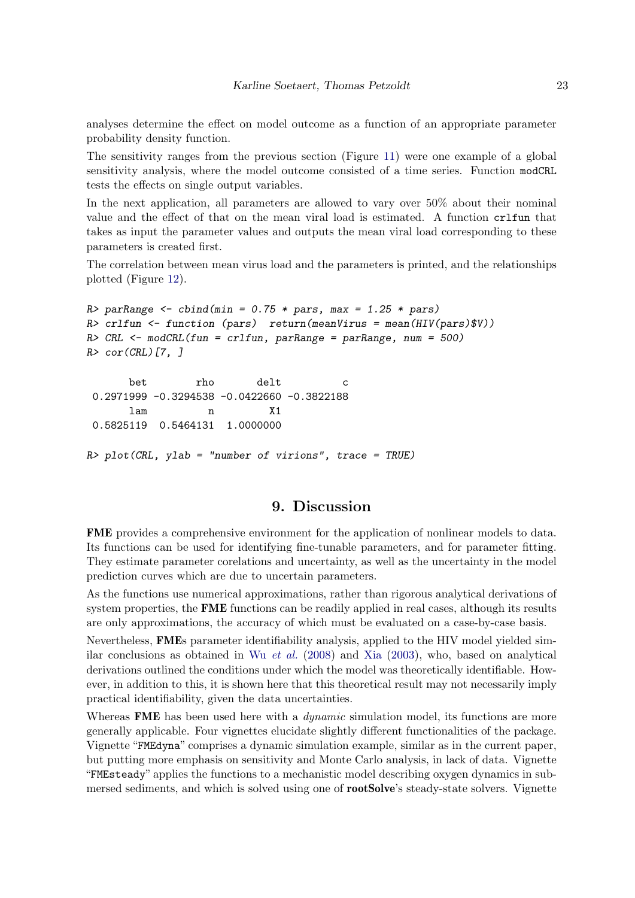analyses determine the effect on model outcome as a function of an appropriate parameter probability density function.

The sensitivity ranges from the previous section (Figure 11) were one example of a global sensitivity analysis, where the model outcome consisted of a time series. Function `modCRL` tests the effects on single output variables.

In the next application, all parameters are allowed to vary over 50% about their nominal value and the effect of that on the mean viral load is estimated. A function `crlfun` that takes as input the parameter values and outputs the mean viral load corresponding to these parameters is created first.

The correlation between mean virus load and the parameters is printed, and the relationships plotted (Figure 12).

```
R> parRange <- cbind(min = 0.75 * pars, max = 1.25 * pars)
R> crlfun <- function (pars)  return(meanVirus = mean(HIV(pars)$V))
R> CRL <- modCRL(fun = crlfun, parRange = parRange, num = 500)
R> cor(CRL)[7, ]

       bet        rho       delt          c 
 0.2971999 -0.3294538 -0.0422660 -0.3822188 
       lam          n         X1 
 0.5825119  0.5464131  1.0000000 

R> plot(CRL, ylab = "number of virions", trace = TRUE)
```

# 9. Discussion

**FME** provides a comprehensive environment for the application of nonlinear models to data. Its functions can be used for identifying fine-tunable parameters, and for parameter fitting. They estimate parameter corelations and uncertainty, as well as the uncertainty in the model prediction curves which are due to uncertain parameters.

As the functions use numerical approximations, rather than rigorous analytical derivations of system properties, the **FME** functions can be readily applied in real cases, although its results are only approximations, the accuracy of which must be evaluated on a case-by-case basis.

Nevertheless, **FME**s parameter identifiability analysis, applied to the HIV model yielded similar conclusions as obtained in Wu *et al.* (2008) and Xia (2003), who, based on analytical derivations outlined the conditions under which the model was theoretically identifiable. However, in addition to this, it is shown here that this theoretical result may not necessarily imply practical identifiability, given the data uncertainties.

Whereas **FME** has been used here with a *dynamic* simulation model, its functions are more generally applicable. Four vignettes elucidate slightly different functionalities of the package. Vignette "`FMEdyna`" comprises a dynamic simulation example, similar as in the current paper, but putting more emphasis on sensitivity and Monte Carlo analysis, in lack of data. Vignette "`FMEsteady`" applies the functions to a mechanistic model describing oxygen dynamics in submersed sediments, and which is solved using one of **rootSolve**'s steady-state solvers. Vignette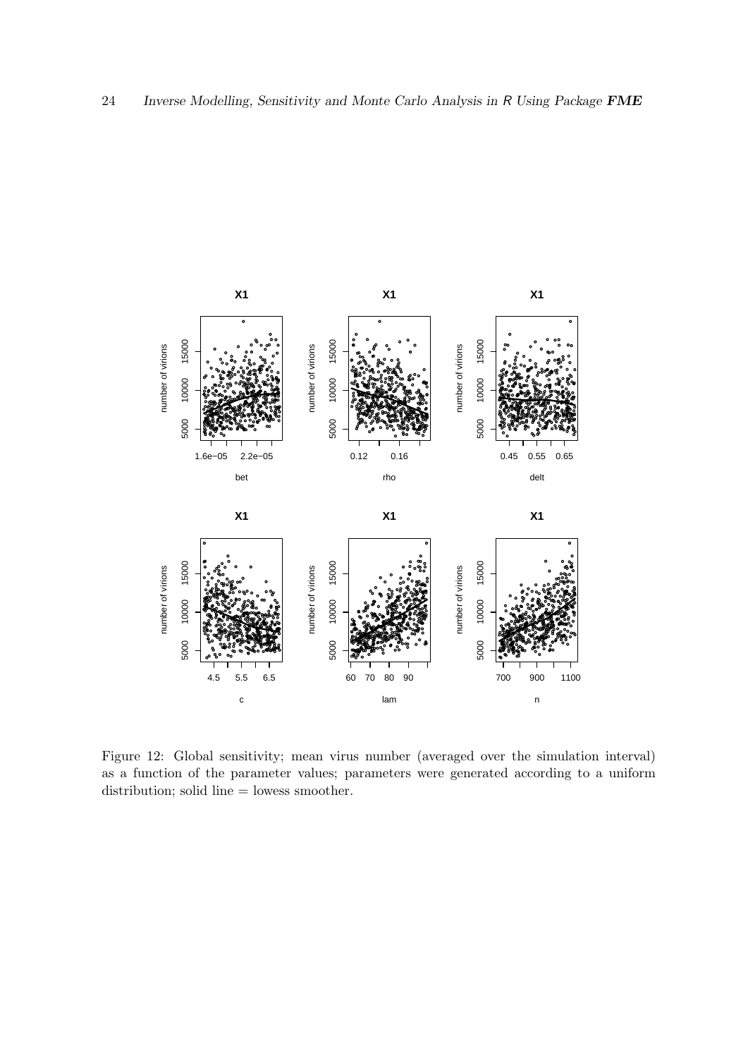Figure 12: Global sensitivity; mean virus number (averaged over the simulation interval) as a function of the parameter values; parameters were generated according to a uniform distribution; solid line = lowess smoother.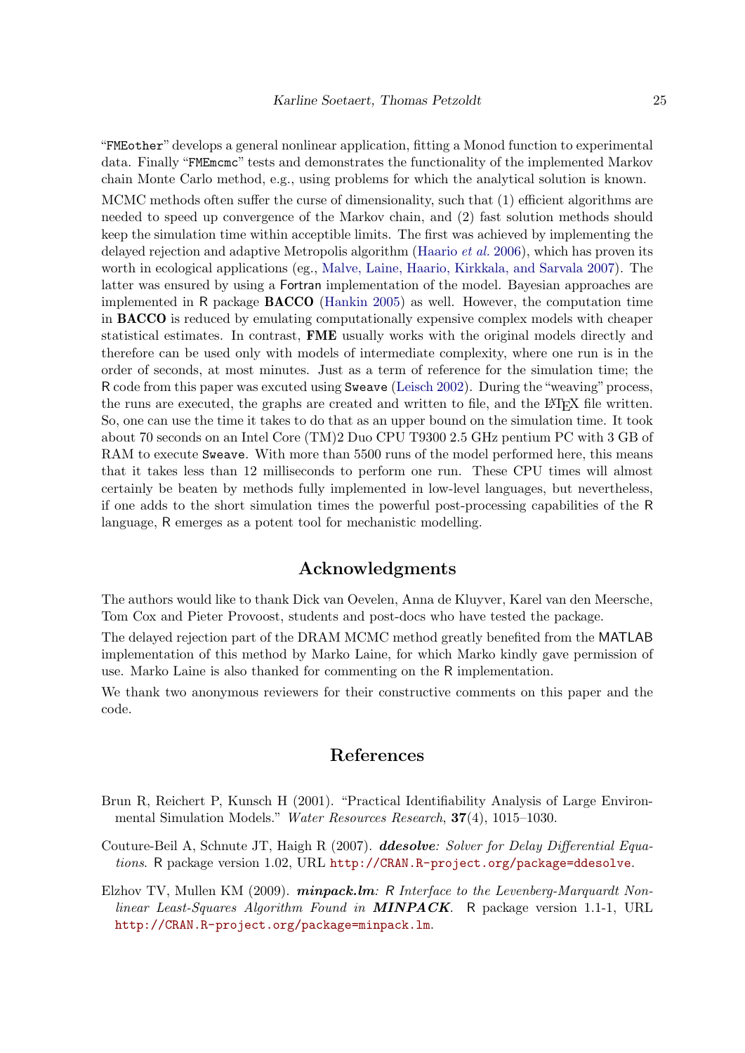"FMEother" develops a general nonlinear application, fitting a Monod function to experimental data. Finally "FMEmcmc" tests and demonstrates the functionality of the implemented Markov chain Monte Carlo method, e.g., using problems for which the analytical solution is known.

MCMC methods often suffer the curse of dimensionality, such that (1) efficient algorithms are needed to speed up convergence of the Markov chain, and (2) fast solution methods should keep the simulation time within acceptible limits. The first was achieved by implementing the delayed rejection and adaptive Metropolis algorithm (Haario *et al.* 2006), which has proven its worth in ecological applications (eg., Malve, Laine, Haario, Kirkkala, and Sarvala 2007). The latter was ensured by using a Fortran implementation of the model. Bayesian approaches are implemented in R package **BACCO** (Hankin 2005) as well. However, the computation time in **BACCO** is reduced by emulating computationally expensive complex models with cheaper statistical estimates. In contrast, **FME** usually works with the original models directly and therefore can be used only with models of intermediate complexity, where one run is in the order of seconds, at most minutes. Just as a term of reference for the simulation time; the R code from this paper was excuted using Sweave (Leisch 2002). During the "weaving" process, the runs are executed, the graphs are created and written to file, and the LaTeX file written. So, one can use the time it takes to do that as an upper bound on the simulation time. It took about 70 seconds on an Intel Core (TM)2 Duo CPU T9300 2.5 GHz pentium PC with 3 GB of RAM to execute Sweave. With more than 5500 runs of the model performed here, this means that it takes less than 12 milliseconds to perform one run. These CPU times will almost certainly be beaten by methods fully implemented in low-level languages, but nevertheless, if one adds to the short simulation times the powerful post-processing capabilities of the R language, R emerges as a potent tool for mechanistic modelling.

## Acknowledgments

The authors would like to thank Dick van Oevelen, Anna de Kluyver, Karel van den Meersche, Tom Cox and Pieter Provoost, students and post-docs who have tested the package.

The delayed rejection part of the DRAM MCMC method greatly benefited from the MATLAB implementation of this method by Marko Laine, for which Marko kindly gave permission of use. Marko Laine is also thanked for commenting on the R implementation.

We thank two anonymous reviewers for their constructive comments on this paper and the code.

## References

Brun R, Reichert P, Kunsch H (2001). "Practical Identifiability Analysis of Large Environmental Simulation Models." *Water Resources Research*, **37**(4), 1015–1030.

Couture-Beil A, Schnute JT, Haigh R (2007). ***ddesolve**: Solver for Delay Differential Equations*. R package version 1.02, URL http://CRAN.R-project.org/package=ddesolve.

Elzhov TV, Mullen KM (2009). ***minpack.lm**: R Interface to the Levenberg-Marquardt Nonlinear Least-Squares Algorithm Found in **MINPACK***. R package version 1.1-1, URL http://CRAN.R-project.org/package=minpack.lm.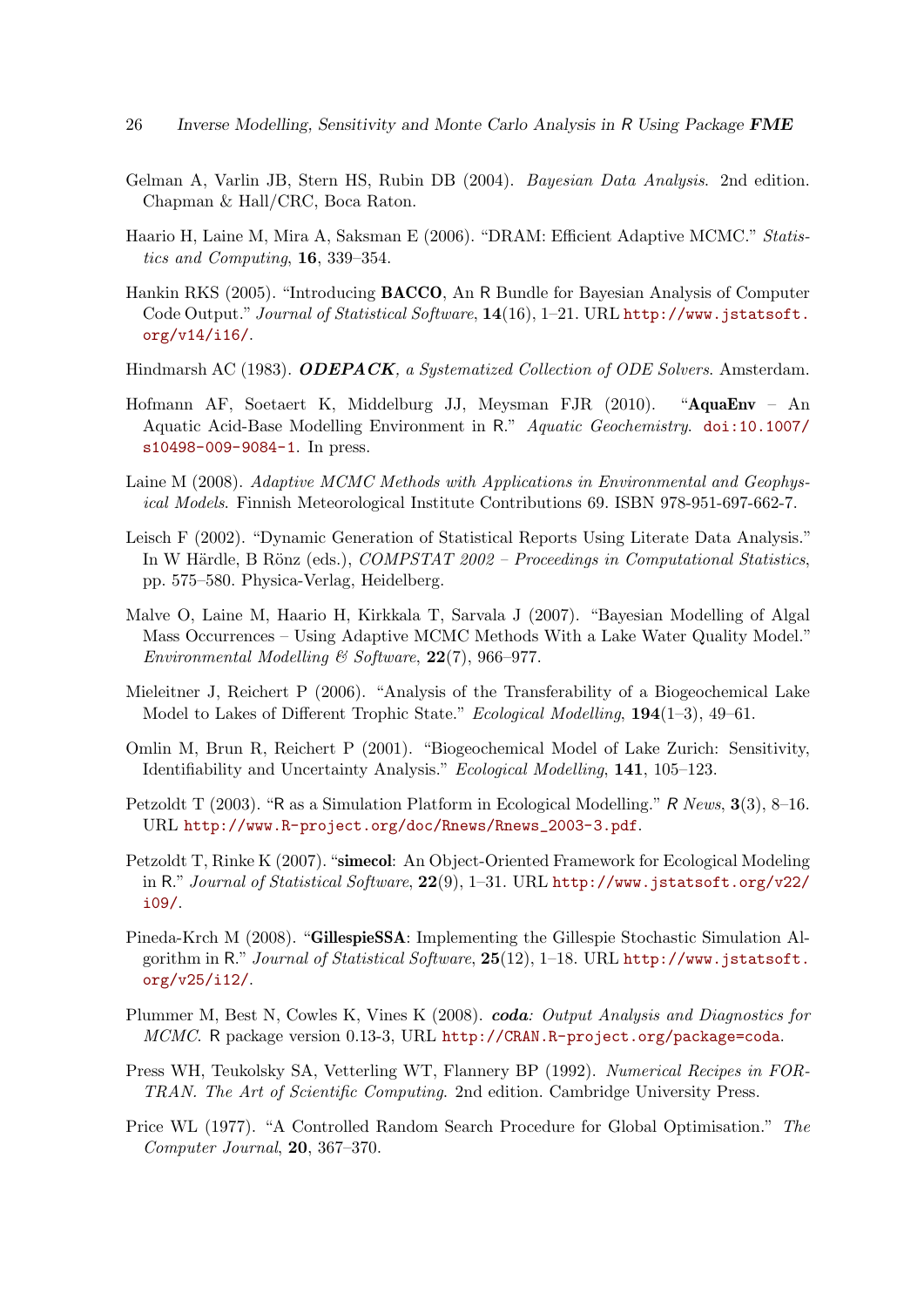Gelman A, Varlin JB, Stern HS, Rubin DB (2004). *Bayesian Data Analysis*. 2nd edition. Chapman & Hall/CRC, Boca Raton.

Haario H, Laine M, Mira A, Saksman E (2006). "DRAM: Efficient Adaptive MCMC." *Statistics and Computing*, **16**, 339–354.

Hankin RKS (2005). "Introducing **BACCO**, An R Bundle for Bayesian Analysis of Computer Code Output." *Journal of Statistical Software*, **14**(16), 1–21. URL http://www.jstatsoft.org/v14/i16/.

Hindmarsh AC (1983). ***ODEPACK**, a Systematized Collection of ODE Solvers*. Amsterdam.

Hofmann AF, Soetaert K, Middelburg JJ, Meysman FJR (2010). "**AquaEnv** – An Aquatic Acid-Base Modelling Environment in R." *Aquatic Geochemistry*. doi:10.1007/s10498-009-9084-1. In press.

Laine M (2008). *Adaptive MCMC Methods with Applications in Environmental and Geophysical Models*. Finnish Meteorological Institute Contributions 69. ISBN 978-951-697-662-7.

Leisch F (2002). "Dynamic Generation of Statistical Reports Using Literate Data Analysis." In W Härdle, B Rönz (eds.), *COMPSTAT 2002 – Proceedings in Computational Statistics*, pp. 575–580. Physica-Verlag, Heidelberg.

Malve O, Laine M, Haario H, Kirkkala T, Sarvala J (2007). "Bayesian Modelling of Algal Mass Occurrences – Using Adaptive MCMC Methods With a Lake Water Quality Model." *Environmental Modelling & Software*, **22**(7), 966–977.

Mieleitner J, Reichert P (2006). "Analysis of the Transferability of a Biogeochemical Lake Model to Lakes of Different Trophic State." *Ecological Modelling*, **194**(1–3), 49–61.

Omlin M, Brun R, Reichert P (2001). "Biogeochemical Model of Lake Zurich: Sensitivity, Identifiability and Uncertainty Analysis." *Ecological Modelling*, **141**, 105–123.

Petzoldt T (2003). "R as a Simulation Platform in Ecological Modelling." *R News*, **3**(3), 8–16. URL http://www.R-project.org/doc/Rnews/Rnews_2003-3.pdf.

Petzoldt T, Rinke K (2007). "**simecol**: An Object-Oriented Framework for Ecological Modeling in R." *Journal of Statistical Software*, **22**(9), 1–31. URL http://www.jstatsoft.org/v22/i09/.

Pineda-Krch M (2008). "**GillespieSSA**: Implementing the Gillespie Stochastic Simulation Algorithm in R." *Journal of Statistical Software*, **25**(12), 1–18. URL http://www.jstatsoft.org/v25/i12/.

Plummer M, Best N, Cowles K, Vines K (2008). ***coda**: Output Analysis and Diagnostics for MCMC*. R package version 0.13-3, URL http://CRAN.R-project.org/package=coda.

Press WH, Teukolsky SA, Vetterling WT, Flannery BP (1992). *Numerical Recipes in FORTRAN. The Art of Scientific Computing*. 2nd edition. Cambridge University Press.

Price WL (1977). "A Controlled Random Search Procedure for Global Optimisation." *The Computer Journal*, **20**, 367–370.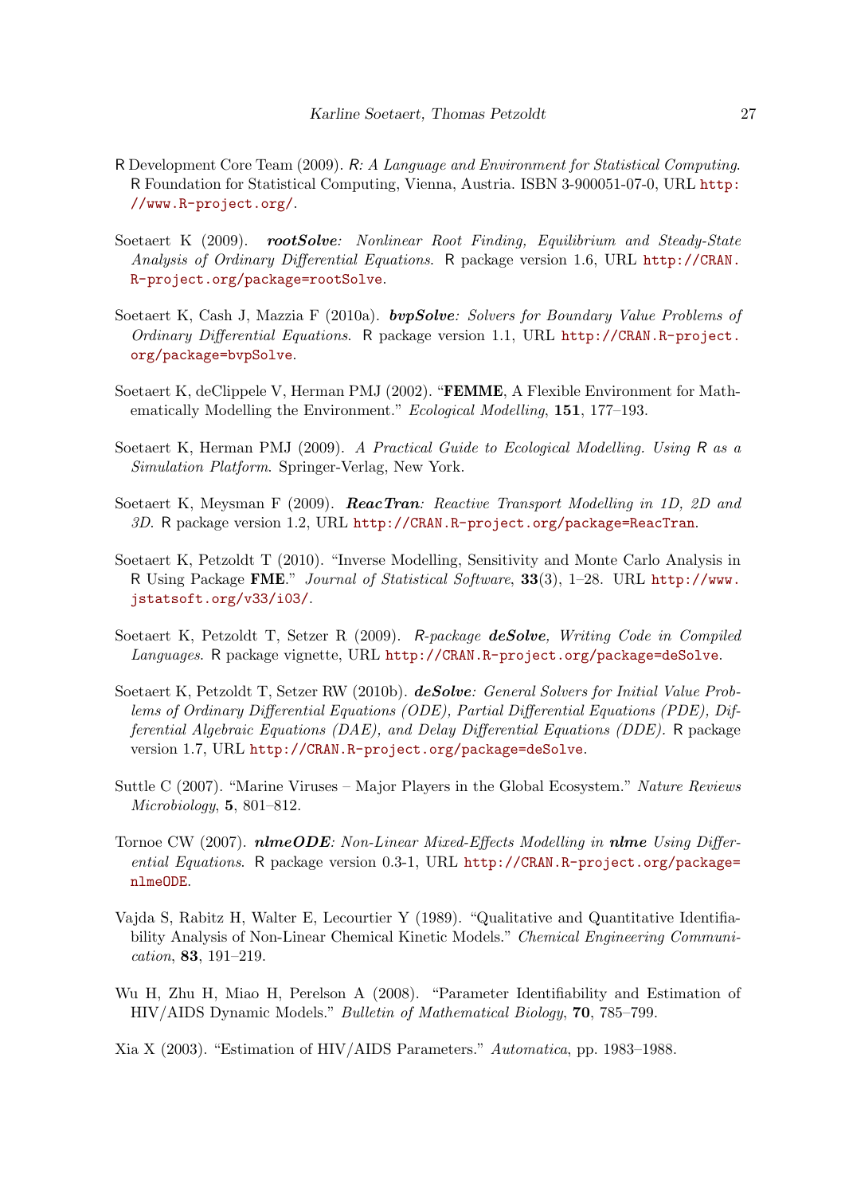R Development Core Team (2009). *R: A Language and Environment for Statistical Computing*. R Foundation for Statistical Computing, Vienna, Austria. ISBN 3-900051-07-0, URL http://www.R-project.org/.

Soetaert K (2009). ***rootSolve**: Nonlinear Root Finding, Equilibrium and Steady-State Analysis of Ordinary Differential Equations*. R package version 1.6, URL http://CRAN.R-project.org/package=rootSolve.

Soetaert K, Cash J, Mazzia F (2010a). ***bvpSolve**: Solvers for Boundary Value Problems of Ordinary Differential Equations*. R package version 1.1, URL http://CRAN.R-project.org/package=bvpSolve.

Soetaert K, deClippele V, Herman PMJ (2002). "**FEMME**, A Flexible Environment for Mathematically Modelling the Environment." *Ecological Modelling*, **151**, 177–193.

Soetaert K, Herman PMJ (2009). *A Practical Guide to Ecological Modelling. Using R as a Simulation Platform*. Springer-Verlag, New York.

Soetaert K, Meysman F (2009). ***ReacTran**: Reactive Transport Modelling in 1D, 2D and 3D*. R package version 1.2, URL http://CRAN.R-project.org/package=ReacTran.

Soetaert K, Petzoldt T (2010). "Inverse Modelling, Sensitivity and Monte Carlo Analysis in R Using Package **FME**." *Journal of Statistical Software*, **33**(3), 1–28. URL http://www.jstatsoft.org/v33/i03/.

Soetaert K, Petzoldt T, Setzer R (2009). *R-package **deSolve**, Writing Code in Compiled Languages*. R package vignette, URL http://CRAN.R-project.org/package=deSolve.

Soetaert K, Petzoldt T, Setzer RW (2010b). ***deSolve**: General Solvers for Initial Value Problems of Ordinary Differential Equations (ODE), Partial Differential Equations (PDE), Differential Algebraic Equations (DAE), and Delay Differential Equations (DDE)*. R package version 1.7, URL http://CRAN.R-project.org/package=deSolve.

Suttle C (2007). "Marine Viruses – Major Players in the Global Ecosystem." *Nature Reviews Microbiology*, **5**, 801–812.

Tornoe CW (2007). ***nlmeODE**: Non-Linear Mixed-Effects Modelling in **nlme** Using Differential Equations*. R package version 0.3-1, URL http://CRAN.R-project.org/package=nlmeODE.

Vajda S, Rabitz H, Walter E, Lecourtier Y (1989). "Qualitative and Quantitative Identifiability Analysis of Non-Linear Chemical Kinetic Models." *Chemical Engineering Communication*, **83**, 191–219.

Wu H, Zhu H, Miao H, Perelson A (2008). "Parameter Identifiability and Estimation of HIV/AIDS Dynamic Models." *Bulletin of Mathematical Biology*, **70**, 785–799.

Xia X (2003). "Estimation of HIV/AIDS Parameters." *Automatica*, pp. 1983–1988.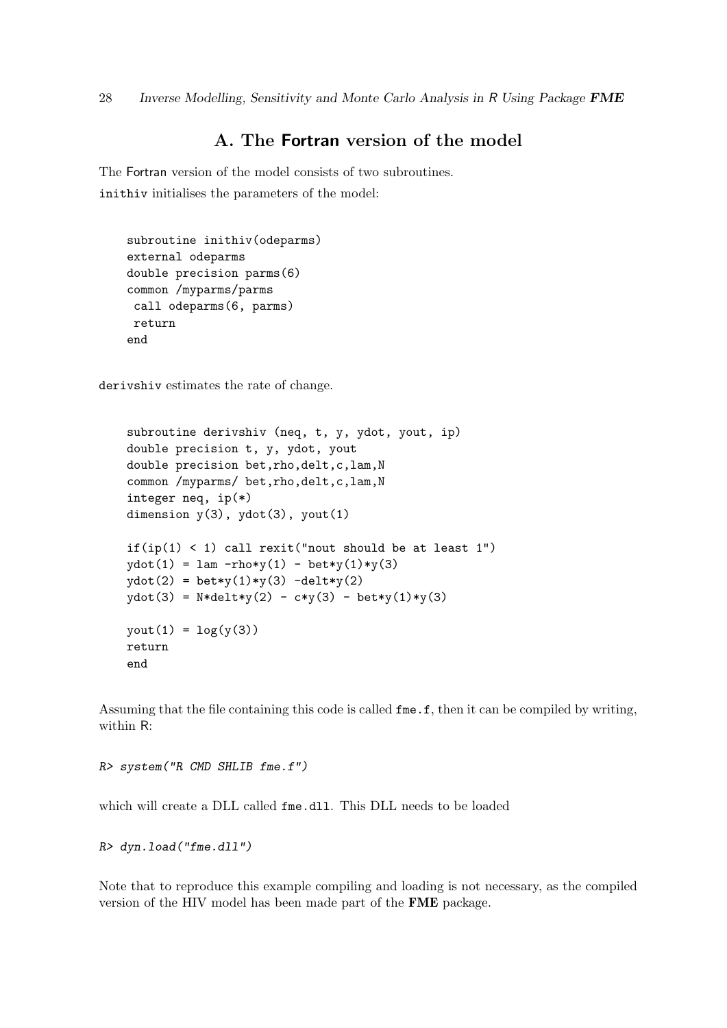# A. The Fortran version of the model

The Fortran version of the model consists of two subroutines.

`inithiv` initialises the parameters of the model:

```
subroutine inithiv(odeparms)
external odeparms
double precision parms(6)
common /myparms/parms
 call odeparms(6, parms)
 return
end
```

`derivshiv` estimates the rate of change.

```
subroutine derivshiv (neq, t, y, ydot, yout, ip)
double precision t, y, ydot, yout
double precision bet,rho,delt,c,lam,N
common /myparms/ bet,rho,delt,c,lam,N
integer neq, ip(*)
dimension y(3), ydot(3), yout(1)

if(ip(1) < 1) call rexit("nout should be at least 1")
ydot(1) = lam -rho*y(1) - bet*y(1)*y(3)
ydot(2) = bet*y(1)*y(3) -delt*y(2)
ydot(3) = N*delt*y(2) - c*y(3) - bet*y(1)*y(3)

yout(1) = log(y(3))
return
end
```

Assuming that the file containing this code is called `fme.f`, then it can be compiled by writing, within R:

```
R> system("R CMD SHLIB fme.f")
```

which will create a DLL called `fme.dll`. This DLL needs to be loaded

```
R> dyn.load("fme.dll")
```

Note that to reproduce this example compiling and loading is not necessary, as the compiled version of the HIV model has been made part of the **FME** package.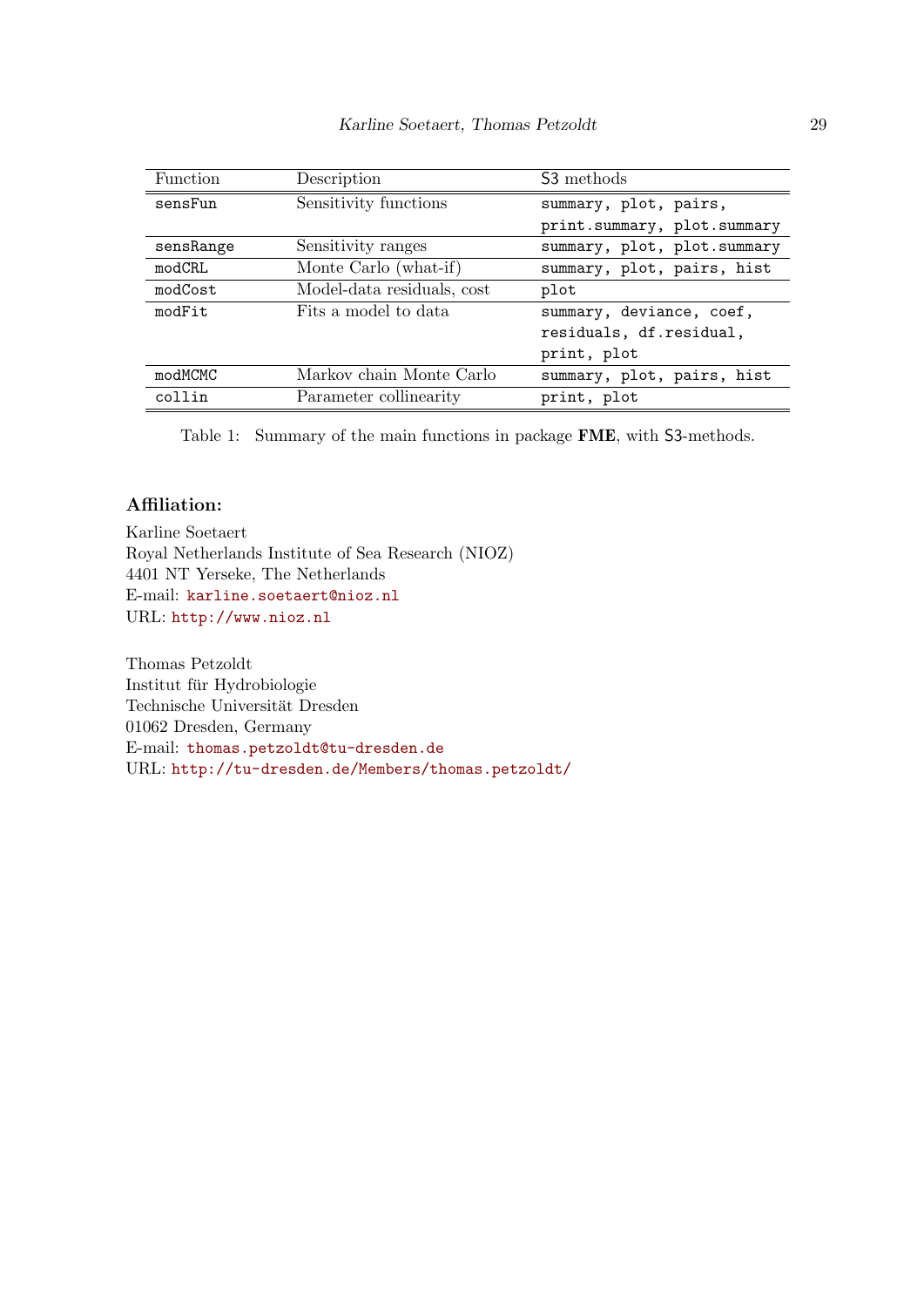| Function | Description | S3 methods |
|---|---|---|
| `sensFun` | Sensitivity functions | `summary, plot, pairs, print.summary, plot.summary` |
| `sensRange` | Sensitivity ranges | `summary, plot, plot.summary` |
| `modCRL` | Monte Carlo (what-if) | `summary, plot, pairs, hist` |
| `modCost` | Model-data residuals, cost | `plot` |
| `modFit` | Fits a model to data | `summary, deviance, coef, residuals, df.residual, print, plot` |
| `modMCMC` | Markov chain Monte Carlo | `summary, plot, pairs, hist` |
| `collin` | Parameter collinearity | `print, plot` |

Table 1: Summary of the main functions in package **FME**, with S3-methods.

### Affiliation:

Karline Soetaert
Royal Netherlands Institute of Sea Research (NIOZ)
4401 NT Yerseke, The Netherlands
E-mail: karline.soetaert@nioz.nl
URL: http://www.nioz.nl

Thomas Petzoldt
Institut für Hydrobiologie
Technische Universität Dresden
01062 Dresden, Germany
E-mail: thomas.petzoldt@tu-dresden.de
URL: http://tu-dresden.de/Members/thomas.petzoldt/